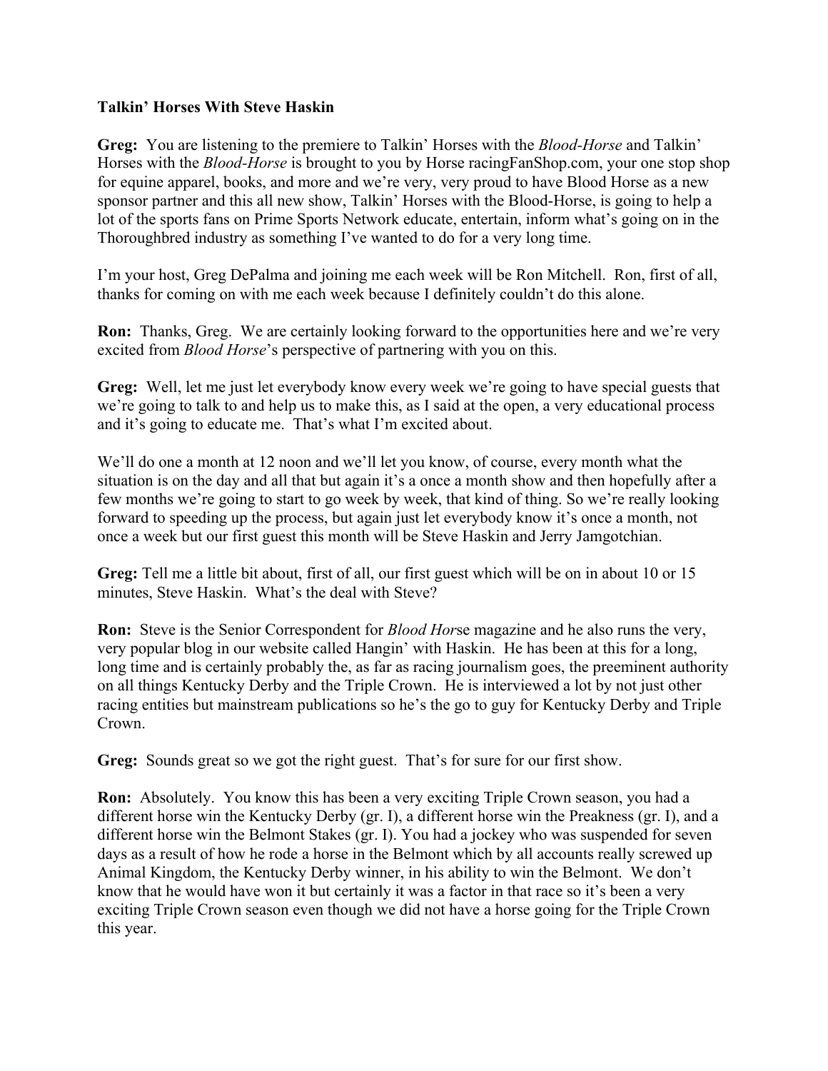**Talkin' Horses With Steve Haskin**

**Greg:** You are listening to the premiere to Talkin' Horses with the *Blood-Horse* and Talkin' Horses with the *Blood-Horse* is brought to you by Horse racingFanShop.com, your one stop shop for equine apparel, books, and more and we're very, very proud to have Blood Horse as a new sponsor partner and this all new show, Talkin' Horses with the Blood-Horse, is going to help a lot of the sports fans on Prime Sports Network educate, entertain, inform what's going on in the Thoroughbred industry as something I've wanted to do for a very long time.

I'm your host, Greg DePalma and joining me each week will be Ron Mitchell. Ron, first of all, thanks for coming on with me each week because I definitely couldn't do this alone.

**Ron:** Thanks, Greg. We are certainly looking forward to the opportunities here and we're very excited from *Blood Horse*'s perspective of partnering with you on this.

**Greg:** Well, let me just let everybody know every week we're going to have special guests that we're going to talk to and help us to make this, as I said at the open, a very educational process and it's going to educate me. That's what I'm excited about.

We'll do one a month at 12 noon and we'll let you know, of course, every month what the situation is on the day and all that but again it's a once a month show and then hopefully after a few months we're going to start to go week by week, that kind of thing. So we're really looking forward to speeding up the process, but again just let everybody know it's once a month, not once a week but our first guest this month will be Steve Haskin and Jerry Jamgotchian.

**Greg:** Tell me a little bit about, first of all, our first guest which will be on in about 10 or 15 minutes, Steve Haskin. What's the deal with Steve?

**Ron:** Steve is the Senior Correspondent for *Blood Horse* magazine and he also runs the very, very popular blog in our website called Hangin' with Haskin. He has been at this for a long, long time and is certainly probably the, as far as racing journalism goes, the preeminent authority on all things Kentucky Derby and the Triple Crown. He is interviewed a lot by not just other racing entities but mainstream publications so he's the go to guy for Kentucky Derby and Triple Crown.

**Greg:** Sounds great so we got the right guest. That's for sure for our first show.

**Ron:** Absolutely. You know this has been a very exciting Triple Crown season, you had a different horse win the Kentucky Derby (gr. I), a different horse win the Preakness (gr. I), and a different horse win the Belmont Stakes (gr. I). You had a jockey who was suspended for seven days as a result of how he rode a horse in the Belmont which by all accounts really screwed up Animal Kingdom, the Kentucky Derby winner, in his ability to win the Belmont. We don't know that he would have won it but certainly it was a factor in that race so it's been a very exciting Triple Crown season even though we did not have a horse going for the Triple Crown this year.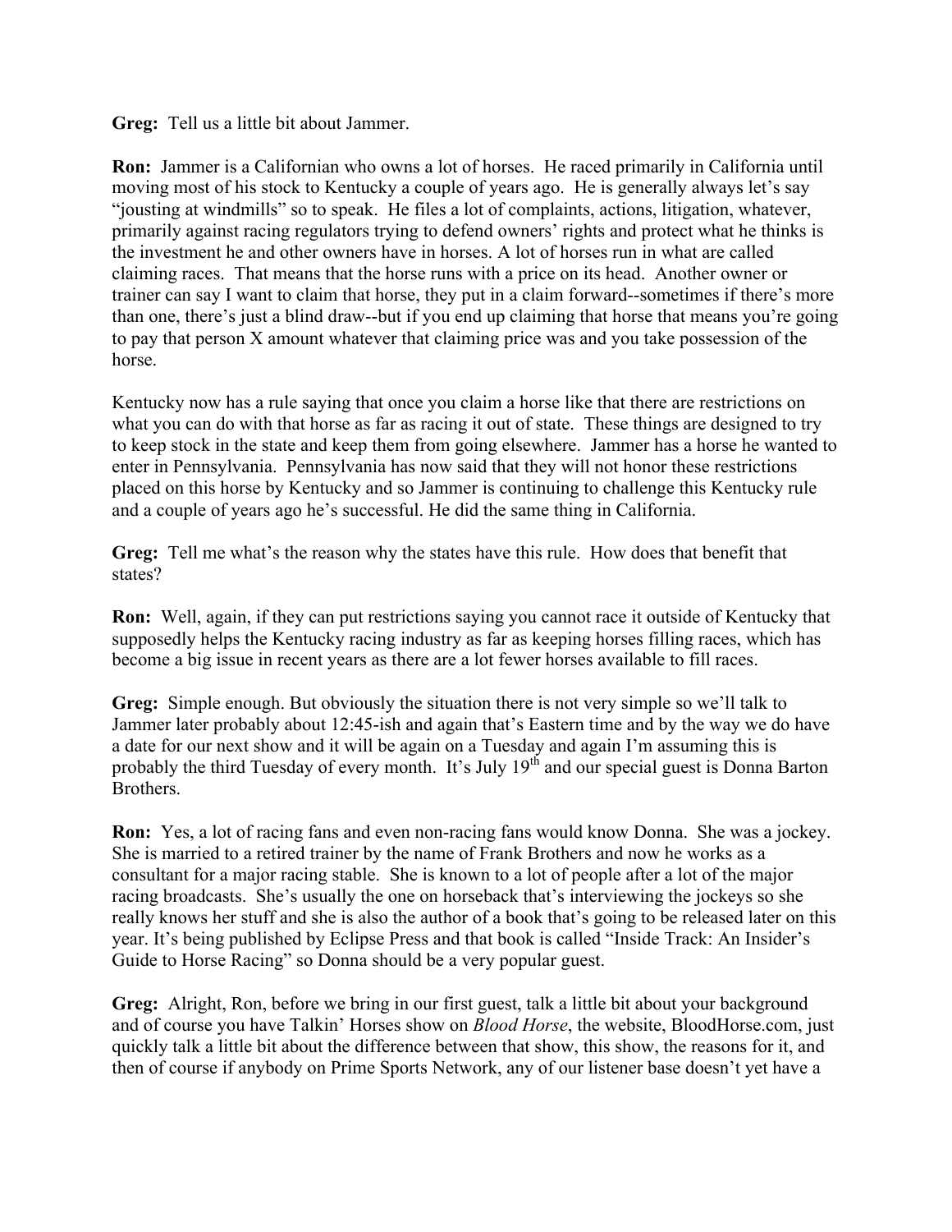**Greg:** Tell us a little bit about Jammer.

**Ron:** Jammer is a Californian who owns a lot of horses. He raced primarily in California until moving most of his stock to Kentucky a couple of years ago. He is generally always let's say "jousting at windmills" so to speak. He files a lot of complaints, actions, litigation, whatever, primarily against racing regulators trying to defend owners' rights and protect what he thinks is the investment he and other owners have in horses. A lot of horses run in what are called claiming races. That means that the horse runs with a price on its head. Another owner or trainer can say I want to claim that horse, they put in a claim forward--sometimes if there's more than one, there's just a blind draw--but if you end up claiming that horse that means you're going to pay that person X amount whatever that claiming price was and you take possession of the horse.

Kentucky now has a rule saying that once you claim a horse like that there are restrictions on what you can do with that horse as far as racing it out of state. These things are designed to try to keep stock in the state and keep them from going elsewhere. Jammer has a horse he wanted to enter in Pennsylvania. Pennsylvania has now said that they will not honor these restrictions placed on this horse by Kentucky and so Jammer is continuing to challenge this Kentucky rule and a couple of years ago he's successful. He did the same thing in California.

**Greg:** Tell me what's the reason why the states have this rule. How does that benefit that states?

**Ron:** Well, again, if they can put restrictions saying you cannot race it outside of Kentucky that supposedly helps the Kentucky racing industry as far as keeping horses filling races, which has become a big issue in recent years as there are a lot fewer horses available to fill races.

**Greg:** Simple enough. But obviously the situation there is not very simple so we'll talk to Jammer later probably about 12:45-ish and again that's Eastern time and by the way we do have a date for our next show and it will be again on a Tuesday and again I'm assuming this is probably the third Tuesday of every month. It's July 19th and our special guest is Donna Barton Brothers.

**Ron:** Yes, a lot of racing fans and even non-racing fans would know Donna. She was a jockey. She is married to a retired trainer by the name of Frank Brothers and now he works as a consultant for a major racing stable. She is known to a lot of people after a lot of the major racing broadcasts. She's usually the one on horseback that's interviewing the jockeys so she really knows her stuff and she is also the author of a book that's going to be released later on this year. It's being published by Eclipse Press and that book is called "Inside Track: An Insider's Guide to Horse Racing" so Donna should be a very popular guest.

**Greg:** Alright, Ron, before we bring in our first guest, talk a little bit about your background and of course you have Talkin' Horses show on *Blood Horse*, the website, BloodHorse.com, just quickly talk a little bit about the difference between that show, this show, the reasons for it, and then of course if anybody on Prime Sports Network, any of our listener base doesn't yet have a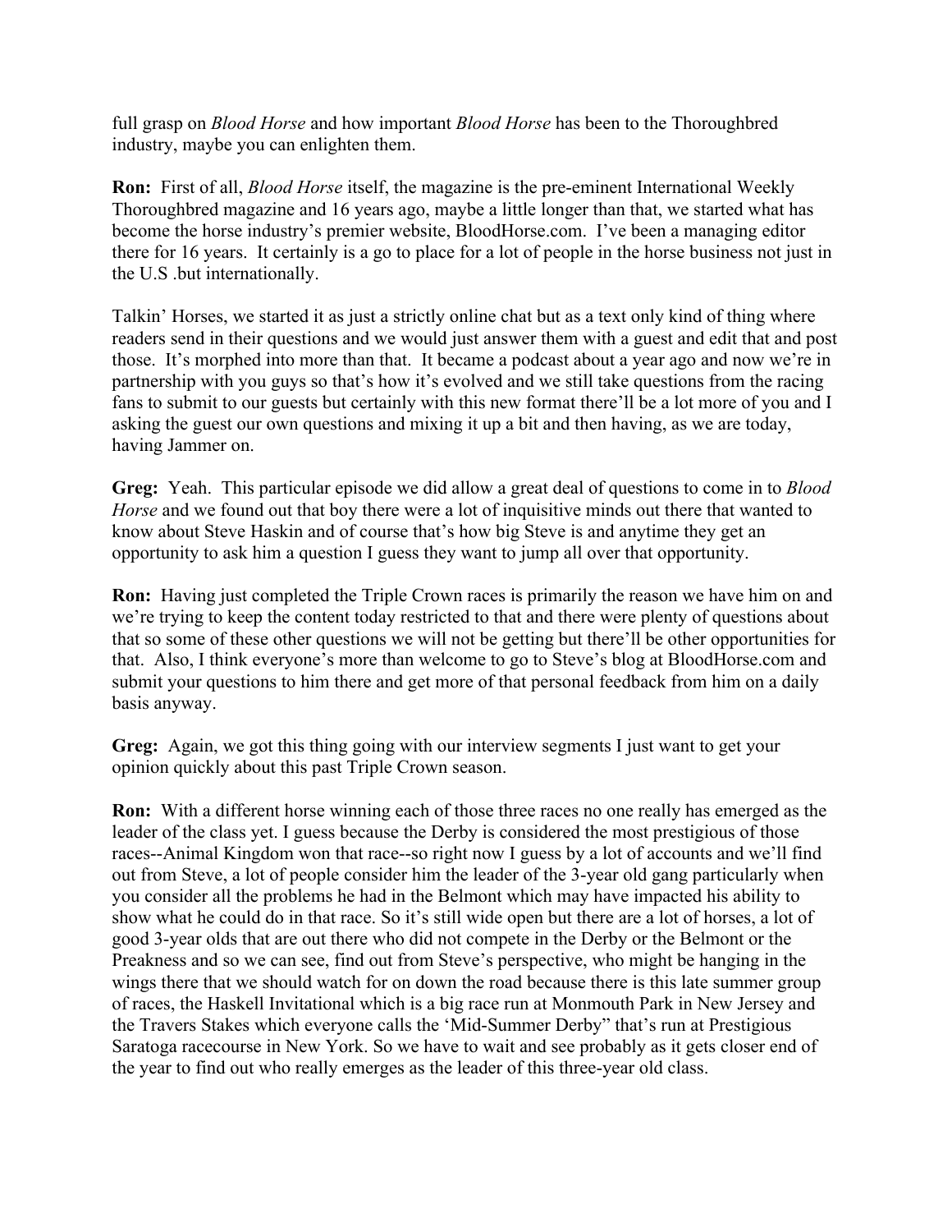full grasp on *Blood Horse* and how important *Blood Horse* has been to the Thoroughbred industry, maybe you can enlighten them.

**Ron:** First of all, *Blood Horse* itself, the magazine is the pre-eminent International Weekly Thoroughbred magazine and 16 years ago, maybe a little longer than that, we started what has become the horse industry's premier website, BloodHorse.com. I've been a managing editor there for 16 years. It certainly is a go to place for a lot of people in the horse business not just in the U.S .but internationally.

Talkin' Horses, we started it as just a strictly online chat but as a text only kind of thing where readers send in their questions and we would just answer them with a guest and edit that and post those. It's morphed into more than that. It became a podcast about a year ago and now we're in partnership with you guys so that's how it's evolved and we still take questions from the racing fans to submit to our guests but certainly with this new format there'll be a lot more of you and I asking the guest our own questions and mixing it up a bit and then having, as we are today, having Jammer on.

**Greg:** Yeah. This particular episode we did allow a great deal of questions to come in to *Blood Horse* and we found out that boy there were a lot of inquisitive minds out there that wanted to know about Steve Haskin and of course that's how big Steve is and anytime they get an opportunity to ask him a question I guess they want to jump all over that opportunity.

**Ron:** Having just completed the Triple Crown races is primarily the reason we have him on and we're trying to keep the content today restricted to that and there were plenty of questions about that so some of these other questions we will not be getting but there'll be other opportunities for that. Also, I think everyone's more than welcome to go to Steve's blog at BloodHorse.com and submit your questions to him there and get more of that personal feedback from him on a daily basis anyway.

**Greg:** Again, we got this thing going with our interview segments I just want to get your opinion quickly about this past Triple Crown season.

**Ron:** With a different horse winning each of those three races no one really has emerged as the leader of the class yet. I guess because the Derby is considered the most prestigious of those races--Animal Kingdom won that race--so right now I guess by a lot of accounts and we'll find out from Steve, a lot of people consider him the leader of the 3-year old gang particularly when you consider all the problems he had in the Belmont which may have impacted his ability to show what he could do in that race. So it's still wide open but there are a lot of horses, a lot of good 3-year olds that are out there who did not compete in the Derby or the Belmont or the Preakness and so we can see, find out from Steve's perspective, who might be hanging in the wings there that we should watch for on down the road because there is this late summer group of races, the Haskell Invitational which is a big race run at Monmouth Park in New Jersey and the Travers Stakes which everyone calls the 'Mid-Summer Derby" that's run at Prestigious Saratoga racecourse in New York. So we have to wait and see probably as it gets closer end of the year to find out who really emerges as the leader of this three-year old class.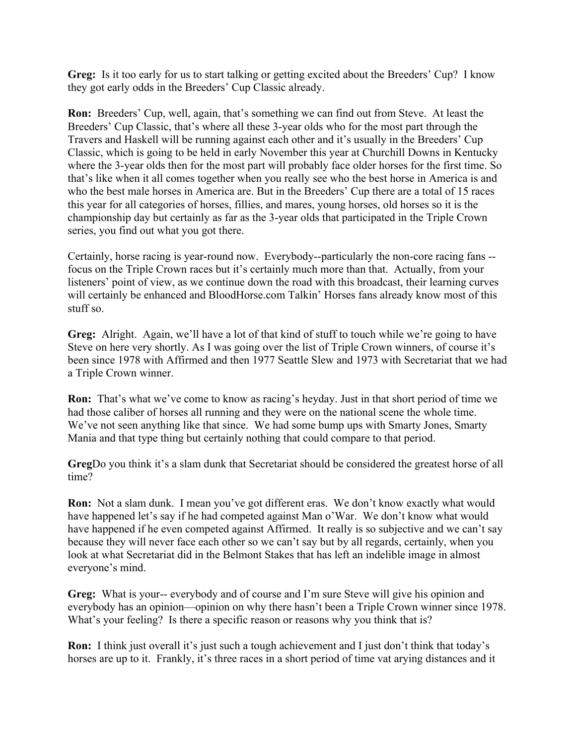**Greg:** Is it too early for us to start talking or getting excited about the Breeders' Cup? I know they got early odds in the Breeders' Cup Classic already.

**Ron:** Breeders' Cup, well, again, that's something we can find out from Steve. At least the Breeders' Cup Classic, that's where all these 3-year olds who for the most part through the Travers and Haskell will be running against each other and it's usually in the Breeders' Cup Classic, which is going to be held in early November this year at Churchill Downs in Kentucky where the 3-year olds then for the most part will probably face older horses for the first time. So that's like when it all comes together when you really see who the best horse in America is and who the best male horses in America are. But in the Breeders' Cup there are a total of 15 races this year for all categories of horses, fillies, and mares, young horses, old horses so it is the championship day but certainly as far as the 3-year olds that participated in the Triple Crown series, you find out what you got there.

Certainly, horse racing is year-round now. Everybody--particularly the non-core racing fans -- focus on the Triple Crown races but it's certainly much more than that. Actually, from your listeners' point of view, as we continue down the road with this broadcast, their learning curves will certainly be enhanced and BloodHorse.com Talkin' Horses fans already know most of this stuff so.

**Greg:** Alright. Again, we'll have a lot of that kind of stuff to touch while we're going to have Steve on here very shortly. As I was going over the list of Triple Crown winners, of course it's been since 1978 with Affirmed and then 1977 Seattle Slew and 1973 with Secretariat that we had a Triple Crown winner.

**Ron:** That's what we've come to know as racing's heyday. Just in that short period of time we had those caliber of horses all running and they were on the national scene the whole time. We've not seen anything like that since. We had some bump ups with Smarty Jones, Smarty Mania and that type thing but certainly nothing that could compare to that period.

**Greg**Do you think it's a slam dunk that Secretariat should be considered the greatest horse of all time?

**Ron:** Not a slam dunk. I mean you've got different eras. We don't know exactly what would have happened let's say if he had competed against Man o'War. We don't know what would have happened if he even competed against Affirmed. It really is so subjective and we can't say because they will never face each other so we can't say but by all regards, certainly, when you look at what Secretariat did in the Belmont Stakes that has left an indelible image in almost everyone's mind.

**Greg:** What is your-- everybody and of course and I'm sure Steve will give his opinion and everybody has an opinion—opinion on why there hasn't been a Triple Crown winner since 1978. What's your feeling? Is there a specific reason or reasons why you think that is?

**Ron:** I think just overall it's just such a tough achievement and I just don't think that today's horses are up to it. Frankly, it's three races in a short period of time vat arying distances and it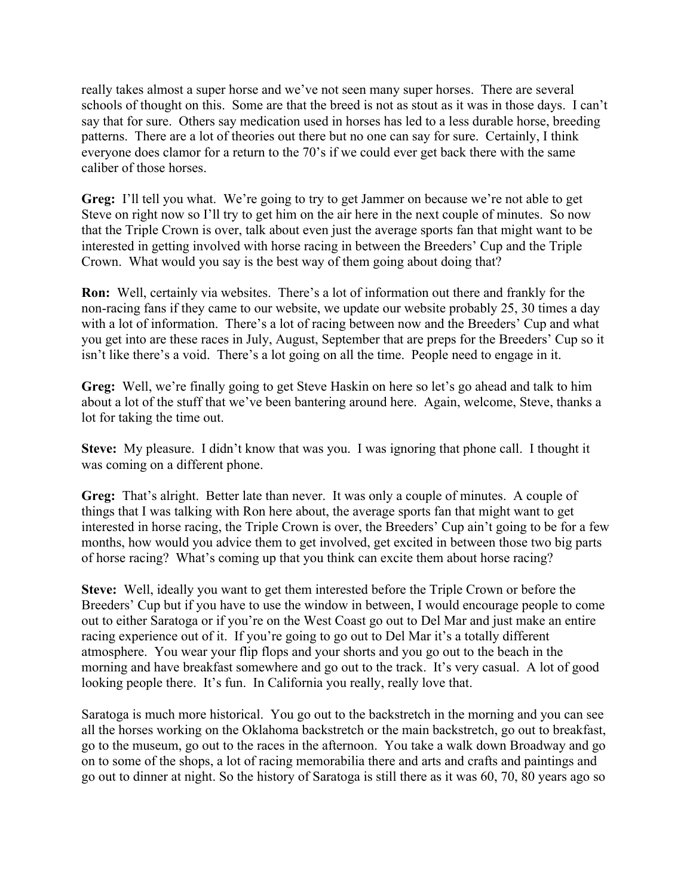really takes almost a super horse and we've not seen many super horses. There are several schools of thought on this. Some are that the breed is not as stout as it was in those days. I can't say that for sure. Others say medication used in horses has led to a less durable horse, breeding patterns. There are a lot of theories out there but no one can say for sure. Certainly, I think everyone does clamor for a return to the 70's if we could ever get back there with the same caliber of those horses.

**Greg:** I'll tell you what. We're going to try to get Jammer on because we're not able to get Steve on right now so I'll try to get him on the air here in the next couple of minutes. So now that the Triple Crown is over, talk about even just the average sports fan that might want to be interested in getting involved with horse racing in between the Breeders' Cup and the Triple Crown. What would you say is the best way of them going about doing that?

**Ron:** Well, certainly via websites. There's a lot of information out there and frankly for the non-racing fans if they came to our website, we update our website probably 25, 30 times a day with a lot of information. There's a lot of racing between now and the Breeders' Cup and what you get into are these races in July, August, September that are preps for the Breeders' Cup so it isn't like there's a void. There's a lot going on all the time. People need to engage in it.

**Greg:** Well, we're finally going to get Steve Haskin on here so let's go ahead and talk to him about a lot of the stuff that we've been bantering around here. Again, welcome, Steve, thanks a lot for taking the time out.

**Steve:** My pleasure. I didn't know that was you. I was ignoring that phone call. I thought it was coming on a different phone.

**Greg:** That's alright. Better late than never. It was only a couple of minutes. A couple of things that I was talking with Ron here about, the average sports fan that might want to get interested in horse racing, the Triple Crown is over, the Breeders' Cup ain't going to be for a few months, how would you advice them to get involved, get excited in between those two big parts of horse racing? What's coming up that you think can excite them about horse racing?

**Steve:** Well, ideally you want to get them interested before the Triple Crown or before the Breeders' Cup but if you have to use the window in between, I would encourage people to come out to either Saratoga or if you're on the West Coast go out to Del Mar and just make an entire racing experience out of it. If you're going to go out to Del Mar it's a totally different atmosphere. You wear your flip flops and your shorts and you go out to the beach in the morning and have breakfast somewhere and go out to the track. It's very casual. A lot of good looking people there. It's fun. In California you really, really love that.

Saratoga is much more historical. You go out to the backstretch in the morning and you can see all the horses working on the Oklahoma backstretch or the main backstretch, go out to breakfast, go to the museum, go out to the races in the afternoon. You take a walk down Broadway and go on to some of the shops, a lot of racing memorabilia there and arts and crafts and paintings and go out to dinner at night. So the history of Saratoga is still there as it was 60, 70, 80 years ago so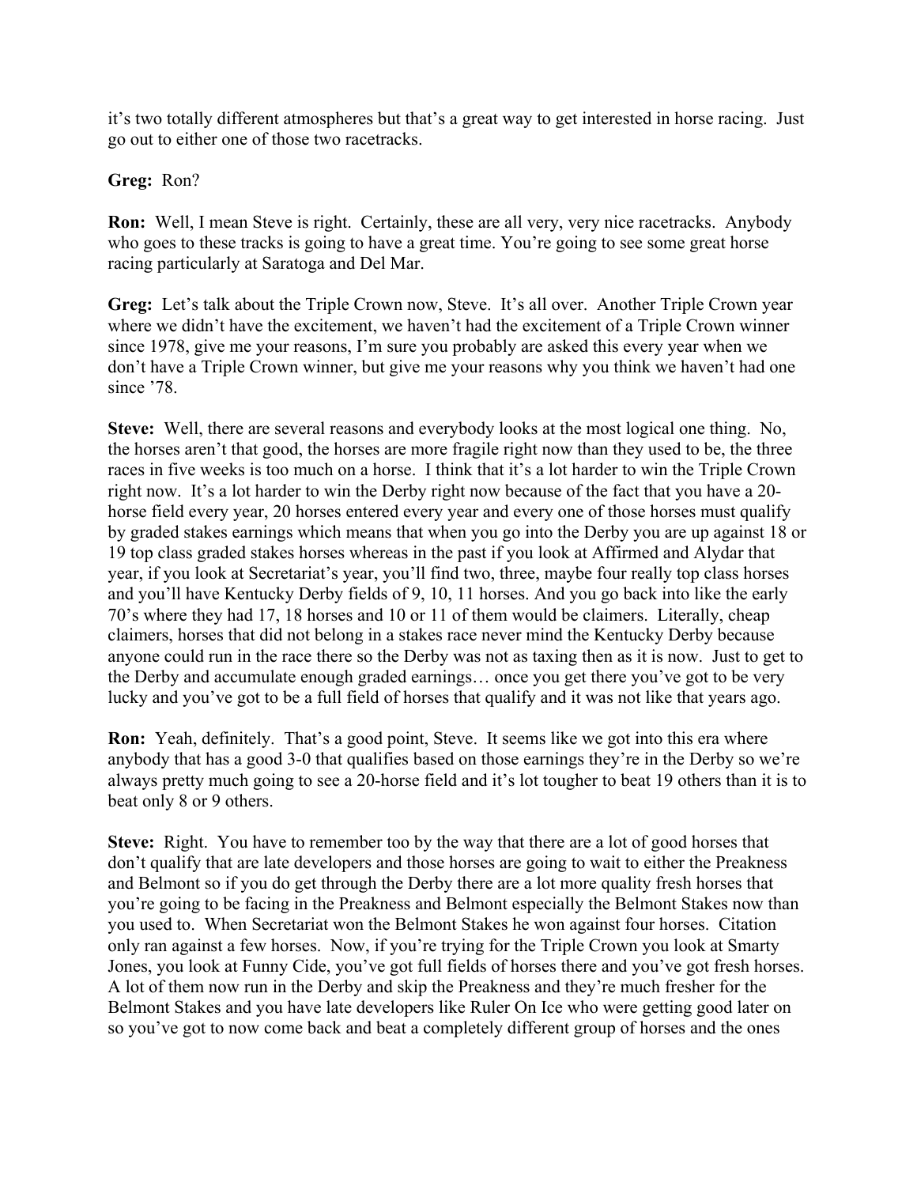it's two totally different atmospheres but that's a great way to get interested in horse racing. Just go out to either one of those two racetracks.

**Greg:** Ron?

**Ron:** Well, I mean Steve is right. Certainly, these are all very, very nice racetracks. Anybody who goes to these tracks is going to have a great time. You're going to see some great horse racing particularly at Saratoga and Del Mar.

**Greg:** Let's talk about the Triple Crown now, Steve. It's all over. Another Triple Crown year where we didn't have the excitement, we haven't had the excitement of a Triple Crown winner since 1978, give me your reasons, I'm sure you probably are asked this every year when we don't have a Triple Crown winner, but give me your reasons why you think we haven't had one since '78.

**Steve:** Well, there are several reasons and everybody looks at the most logical one thing. No, the horses aren't that good, the horses are more fragile right now than they used to be, the three races in five weeks is too much on a horse. I think that it's a lot harder to win the Triple Crown right now. It's a lot harder to win the Derby right now because of the fact that you have a 20-horse field every year, 20 horses entered every year and every one of those horses must qualify by graded stakes earnings which means that when you go into the Derby you are up against 18 or 19 top class graded stakes horses whereas in the past if you look at Affirmed and Alydar that year, if you look at Secretariat's year, you'll find two, three, maybe four really top class horses and you'll have Kentucky Derby fields of 9, 10, 11 horses. And you go back into like the early 70's where they had 17, 18 horses and 10 or 11 of them would be claimers. Literally, cheap claimers, horses that did not belong in a stakes race never mind the Kentucky Derby because anyone could run in the race there so the Derby was not as taxing then as it is now. Just to get to the Derby and accumulate enough graded earnings… once you get there you've got to be very lucky and you've got to be a full field of horses that qualify and it was not like that years ago.

**Ron:** Yeah, definitely. That's a good point, Steve. It seems like we got into this era where anybody that has a good 3-0 that qualifies based on those earnings they're in the Derby so we're always pretty much going to see a 20-horse field and it's lot tougher to beat 19 others than it is to beat only 8 or 9 others.

**Steve:** Right. You have to remember too by the way that there are a lot of good horses that don't qualify that are late developers and those horses are going to wait to either the Preakness and Belmont so if you do get through the Derby there are a lot more quality fresh horses that you're going to be facing in the Preakness and Belmont especially the Belmont Stakes now than you used to. When Secretariat won the Belmont Stakes he won against four horses. Citation only ran against a few horses. Now, if you're trying for the Triple Crown you look at Smarty Jones, you look at Funny Cide, you've got full fields of horses there and you've got fresh horses. A lot of them now run in the Derby and skip the Preakness and they're much fresher for the Belmont Stakes and you have late developers like Ruler On Ice who were getting good later on so you've got to now come back and beat a completely different group of horses and the ones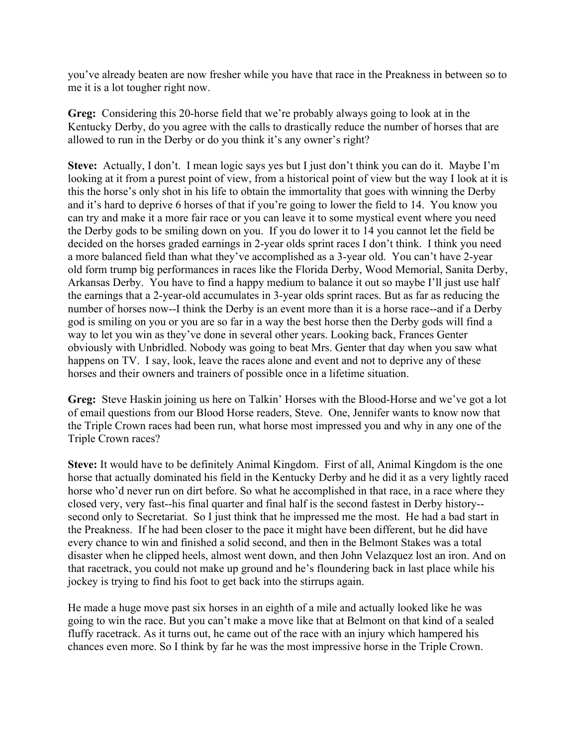you've already beaten are now fresher while you have that race in the Preakness in between so to me it is a lot tougher right now.

**Greg:** Considering this 20-horse field that we're probably always going to look at in the Kentucky Derby, do you agree with the calls to drastically reduce the number of horses that are allowed to run in the Derby or do you think it's any owner's right?

**Steve:** Actually, I don't. I mean logic says yes but I just don't think you can do it. Maybe I'm looking at it from a purest point of view, from a historical point of view but the way I look at it is this the horse's only shot in his life to obtain the immortality that goes with winning the Derby and it's hard to deprive 6 horses of that if you're going to lower the field to 14. You know you can try and make it a more fair race or you can leave it to some mystical event where you need the Derby gods to be smiling down on you. If you do lower it to 14 you cannot let the field be decided on the horses graded earnings in 2-year olds sprint races I don't think. I think you need a more balanced field than what they've accomplished as a 3-year old. You can't have 2-year old form trump big performances in races like the Florida Derby, Wood Memorial, Sanita Derby, Arkansas Derby. You have to find a happy medium to balance it out so maybe I'll just use half the earnings that a 2-year-old accumulates in 3-year olds sprint races. But as far as reducing the number of horses now--I think the Derby is an event more than it is a horse race--and if a Derby god is smiling on you or you are so far in a way the best horse then the Derby gods will find a way to let you win as they've done in several other years. Looking back, Frances Genter obviously with Unbridled. Nobody was going to beat Mrs. Genter that day when you saw what happens on TV. I say, look, leave the races alone and event and not to deprive any of these horses and their owners and trainers of possible once in a lifetime situation.

**Greg:** Steve Haskin joining us here on Talkin' Horses with the Blood-Horse and we've got a lot of email questions from our Blood Horse readers, Steve. One, Jennifer wants to know now that the Triple Crown races had been run, what horse most impressed you and why in any one of the Triple Crown races?

**Steve:** It would have to be definitely Animal Kingdom. First of all, Animal Kingdom is the one horse that actually dominated his field in the Kentucky Derby and he did it as a very lightly raced horse who'd never run on dirt before. So what he accomplished in that race, in a race where they closed very, very fast--his final quarter and final half is the second fastest in Derby history--second only to Secretariat. So I just think that he impressed me the most. He had a bad start in the Preakness. If he had been closer to the pace it might have been different, but he did have every chance to win and finished a solid second, and then in the Belmont Stakes was a total disaster when he clipped heels, almost went down, and then John Velazquez lost an iron. And on that racetrack, you could not make up ground and he's floundering back in last place while his jockey is trying to find his foot to get back into the stirrups again.

He made a huge move past six horses in an eighth of a mile and actually looked like he was going to win the race. But you can't make a move like that at Belmont on that kind of a sealed fluffy racetrack. As it turns out, he came out of the race with an injury which hampered his chances even more. So I think by far he was the most impressive horse in the Triple Crown.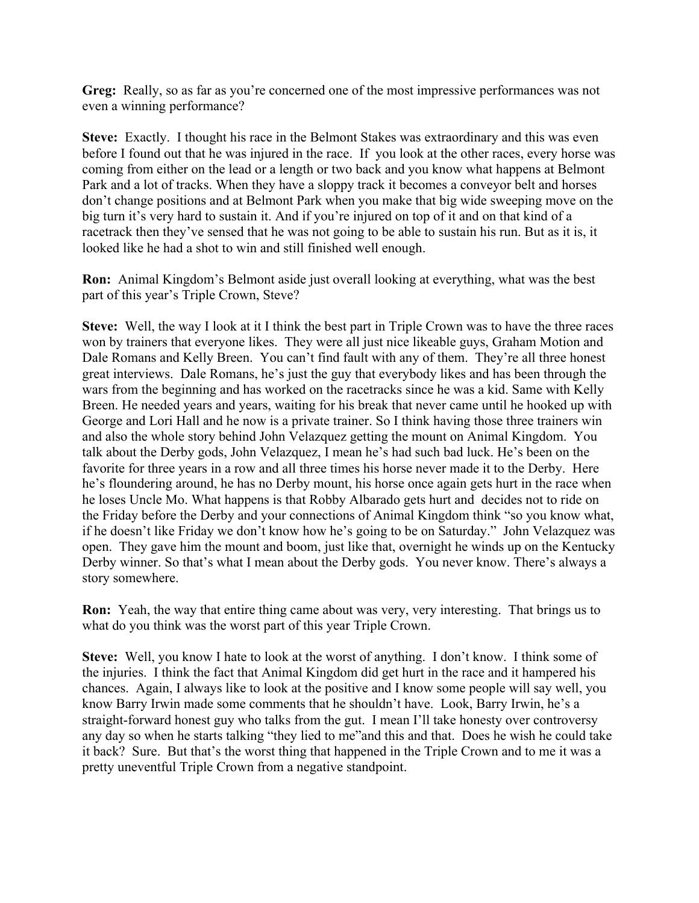**Greg:** Really, so as far as you're concerned one of the most impressive performances was not even a winning performance?

**Steve:** Exactly. I thought his race in the Belmont Stakes was extraordinary and this was even before I found out that he was injured in the race. If you look at the other races, every horse was coming from either on the lead or a length or two back and you know what happens at Belmont Park and a lot of tracks. When they have a sloppy track it becomes a conveyor belt and horses don't change positions and at Belmont Park when you make that big wide sweeping move on the big turn it's very hard to sustain it. And if you're injured on top of it and on that kind of a racetrack then they've sensed that he was not going to be able to sustain his run. But as it is, it looked like he had a shot to win and still finished well enough.

**Ron:** Animal Kingdom's Belmont aside just overall looking at everything, what was the best part of this year's Triple Crown, Steve?

**Steve:** Well, the way I look at it I think the best part in Triple Crown was to have the three races won by trainers that everyone likes. They were all just nice likeable guys, Graham Motion and Dale Romans and Kelly Breen. You can't find fault with any of them. They're all three honest great interviews. Dale Romans, he's just the guy that everybody likes and has been through the wars from the beginning and has worked on the racetracks since he was a kid. Same with Kelly Breen. He needed years and years, waiting for his break that never came until he hooked up with George and Lori Hall and he now is a private trainer. So I think having those three trainers win and also the whole story behind John Velazquez getting the mount on Animal Kingdom. You talk about the Derby gods, John Velazquez, I mean he's had such bad luck. He's been on the favorite for three years in a row and all three times his horse never made it to the Derby. Here he's floundering around, he has no Derby mount, his horse once again gets hurt in the race when he loses Uncle Mo. What happens is that Robby Albarado gets hurt and decides not to ride on the Friday before the Derby and your connections of Animal Kingdom think "so you know what, if he doesn't like Friday we don't know how he's going to be on Saturday." John Velazquez was open. They gave him the mount and boom, just like that, overnight he winds up on the Kentucky Derby winner. So that's what I mean about the Derby gods. You never know. There's always a story somewhere.

**Ron:** Yeah, the way that entire thing came about was very, very interesting. That brings us to what do you think was the worst part of this year Triple Crown.

**Steve:** Well, you know I hate to look at the worst of anything. I don't know. I think some of the injuries. I think the fact that Animal Kingdom did get hurt in the race and it hampered his chances. Again, I always like to look at the positive and I know some people will say well, you know Barry Irwin made some comments that he shouldn't have. Look, Barry Irwin, he's a straight-forward honest guy who talks from the gut. I mean I'll take honesty over controversy any day so when he starts talking "they lied to me"and this and that. Does he wish he could take it back? Sure. But that's the worst thing that happened in the Triple Crown and to me it was a pretty uneventful Triple Crown from a negative standpoint.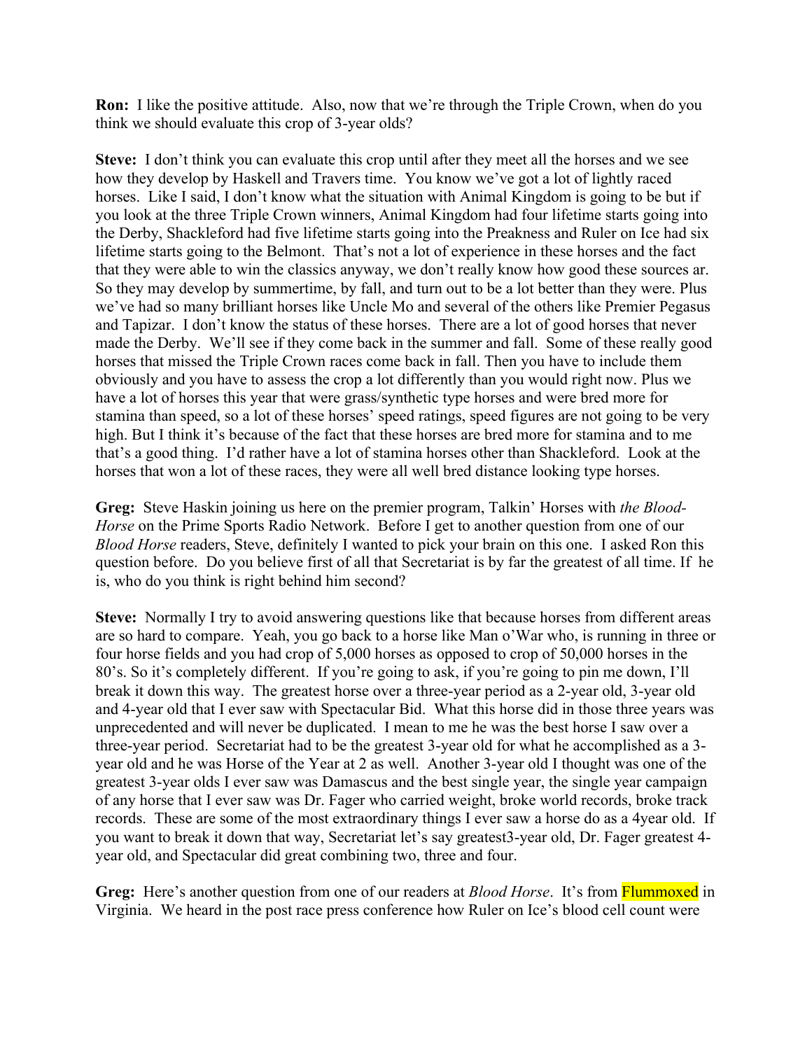**Ron:** I like the positive attitude. Also, now that we're through the Triple Crown, when do you think we should evaluate this crop of 3-year olds?

**Steve:** I don't think you can evaluate this crop until after they meet all the horses and we see how they develop by Haskell and Travers time. You know we've got a lot of lightly raced horses. Like I said, I don't know what the situation with Animal Kingdom is going to be but if you look at the three Triple Crown winners, Animal Kingdom had four lifetime starts going into the Derby, Shackleford had five lifetime starts going into the Preakness and Ruler on Ice had six lifetime starts going to the Belmont. That's not a lot of experience in these horses and the fact that they were able to win the classics anyway, we don't really know how good these sources ar. So they may develop by summertime, by fall, and turn out to be a lot better than they were. Plus we've had so many brilliant horses like Uncle Mo and several of the others like Premier Pegasus and Tapizar. I don't know the status of these horses. There are a lot of good horses that never made the Derby. We'll see if they come back in the summer and fall. Some of these really good horses that missed the Triple Crown races come back in fall. Then you have to include them obviously and you have to assess the crop a lot differently than you would right now. Plus we have a lot of horses this year that were grass/synthetic type horses and were bred more for stamina than speed, so a lot of these horses' speed ratings, speed figures are not going to be very high. But I think it's because of the fact that these horses are bred more for stamina and to me that's a good thing. I'd rather have a lot of stamina horses other than Shackleford. Look at the horses that won a lot of these races, they were all well bred distance looking type horses.

**Greg:** Steve Haskin joining us here on the premier program, Talkin' Horses with *the Blood-Horse* on the Prime Sports Radio Network. Before I get to another question from one of our *Blood Horse* readers, Steve, definitely I wanted to pick your brain on this one. I asked Ron this question before. Do you believe first of all that Secretariat is by far the greatest of all time. If he is, who do you think is right behind him second?

**Steve:** Normally I try to avoid answering questions like that because horses from different areas are so hard to compare. Yeah, you go back to a horse like Man o'War who, is running in three or four horse fields and you had crop of 5,000 horses as opposed to crop of 50,000 horses in the 80's. So it's completely different. If you're going to ask, if you're going to pin me down, I'll break it down this way. The greatest horse over a three-year period as a 2-year old, 3-year old and 4-year old that I ever saw with Spectacular Bid. What this horse did in those three years was unprecedented and will never be duplicated. I mean to me he was the best horse I saw over a three-year period. Secretariat had to be the greatest 3-year old for what he accomplished as a 3-year old and he was Horse of the Year at 2 as well. Another 3-year old I thought was one of the greatest 3-year olds I ever saw was Damascus and the best single year, the single year campaign of any horse that I ever saw was Dr. Fager who carried weight, broke world records, broke track records. These are some of the most extraordinary things I ever saw a horse do as a 4year old. If you want to break it down that way, Secretariat let's say greatest3-year old, Dr. Fager greatest 4-year old, and Spectacular did great combining two, three and four.

**Greg:** Here's another question from one of our readers at *Blood Horse*. It's from Flummoxed in Virginia. We heard in the post race press conference how Ruler on Ice's blood cell count were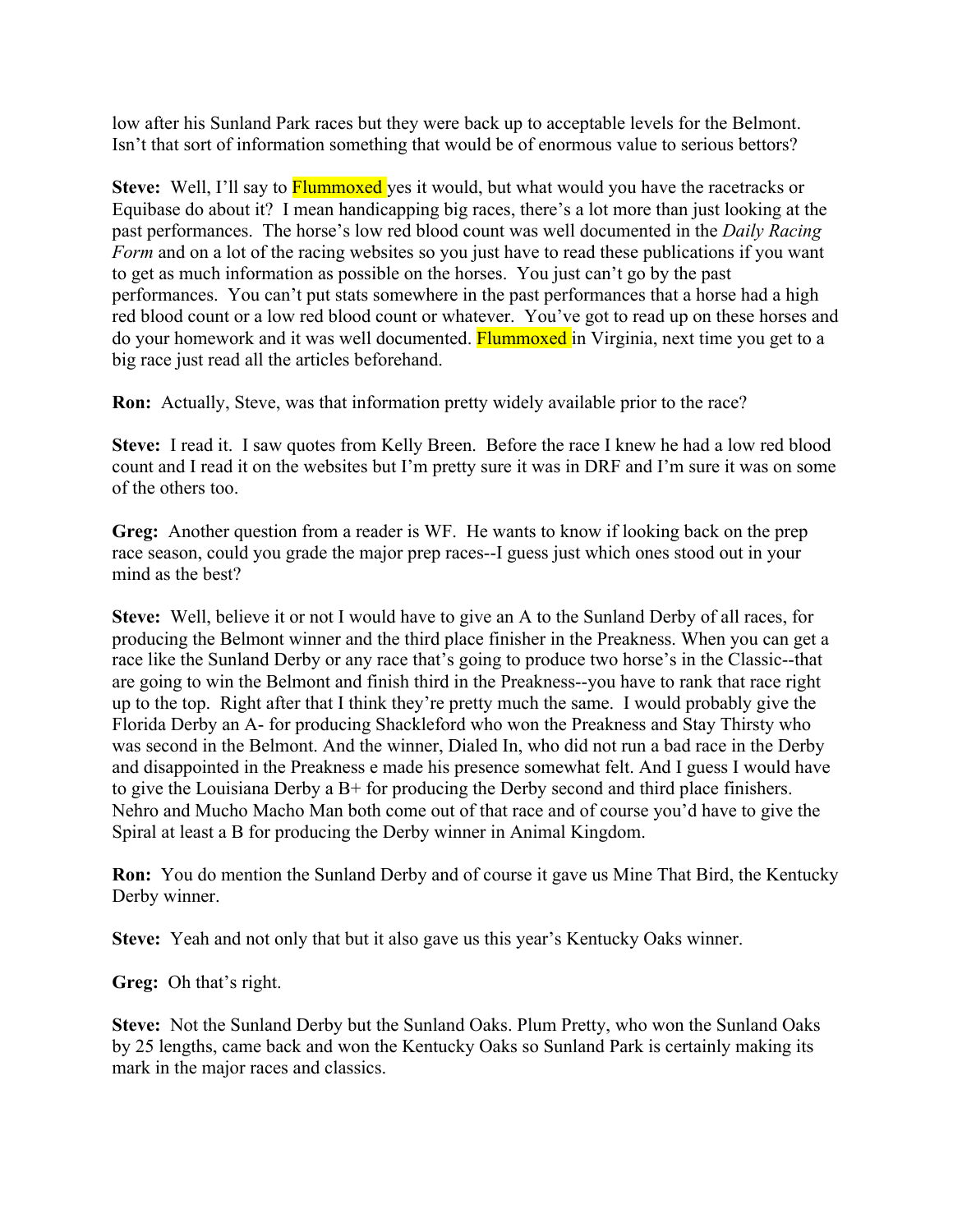low after his Sunland Park races but they were back up to acceptable levels for the Belmont. Isn't that sort of information something that would be of enormous value to serious bettors?

**Steve:** Well, I'll say to Flummoxed yes it would, but what would you have the racetracks or Equibase do about it? I mean handicapping big races, there's a lot more than just looking at the past performances. The horse's low red blood count was well documented in the *Daily Racing Form* and on a lot of the racing websites so you just have to read these publications if you want to get as much information as possible on the horses. You just can't go by the past performances. You can't put stats somewhere in the past performances that a horse had a high red blood count or a low red blood count or whatever. You've got to read up on these horses and do your homework and it was well documented. Flummoxed in Virginia, next time you get to a big race just read all the articles beforehand.

**Ron:** Actually, Steve, was that information pretty widely available prior to the race?

**Steve:** I read it. I saw quotes from Kelly Breen. Before the race I knew he had a low red blood count and I read it on the websites but I'm pretty sure it was in DRF and I'm sure it was on some of the others too.

**Greg:** Another question from a reader is WF. He wants to know if looking back on the prep race season, could you grade the major prep races--I guess just which ones stood out in your mind as the best?

**Steve:** Well, believe it or not I would have to give an A to the Sunland Derby of all races, for producing the Belmont winner and the third place finisher in the Preakness. When you can get a race like the Sunland Derby or any race that's going to produce two horse's in the Classic--that are going to win the Belmont and finish third in the Preakness--you have to rank that race right up to the top. Right after that I think they're pretty much the same. I would probably give the Florida Derby an A- for producing Shackleford who won the Preakness and Stay Thirsty who was second in the Belmont. And the winner, Dialed In, who did not run a bad race in the Derby and disappointed in the Preakness e made his presence somewhat felt. And I guess I would have to give the Louisiana Derby a B+ for producing the Derby second and third place finishers. Nehro and Mucho Macho Man both come out of that race and of course you'd have to give the Spiral at least a B for producing the Derby winner in Animal Kingdom.

**Ron:** You do mention the Sunland Derby and of course it gave us Mine That Bird, the Kentucky Derby winner.

**Steve:** Yeah and not only that but it also gave us this year's Kentucky Oaks winner.

**Greg:** Oh that's right.

**Steve:** Not the Sunland Derby but the Sunland Oaks. Plum Pretty, who won the Sunland Oaks by 25 lengths, came back and won the Kentucky Oaks so Sunland Park is certainly making its mark in the major races and classics.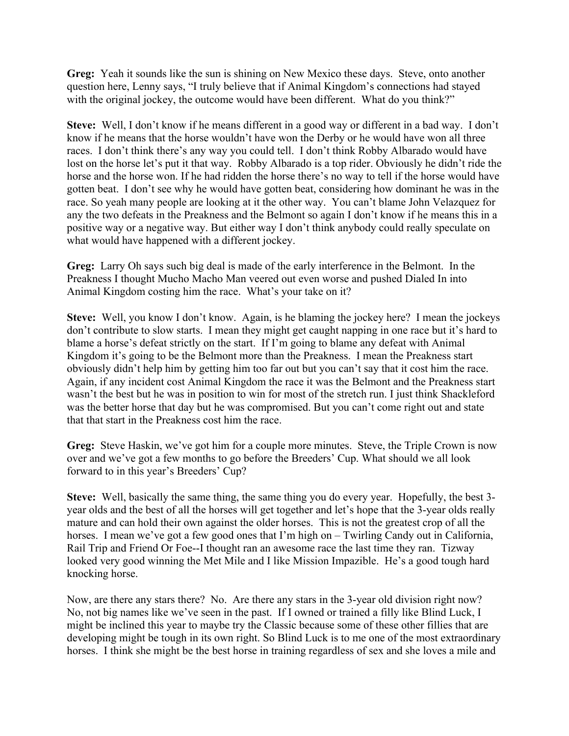**Greg:** Yeah it sounds like the sun is shining on New Mexico these days. Steve, onto another question here, Lenny says, "I truly believe that if Animal Kingdom's connections had stayed with the original jockey, the outcome would have been different. What do you think?"

**Steve:** Well, I don't know if he means different in a good way or different in a bad way. I don't know if he means that the horse wouldn't have won the Derby or he would have won all three races. I don't think there's any way you could tell. I don't think Robby Albarado would have lost on the horse let's put it that way. Robby Albarado is a top rider. Obviously he didn't ride the horse and the horse won. If he had ridden the horse there's no way to tell if the horse would have gotten beat. I don't see why he would have gotten beat, considering how dominant he was in the race. So yeah many people are looking at it the other way. You can't blame John Velazquez for any the two defeats in the Preakness and the Belmont so again I don't know if he means this in a positive way or a negative way. But either way I don't think anybody could really speculate on what would have happened with a different jockey.

**Greg:** Larry Oh says such big deal is made of the early interference in the Belmont. In the Preakness I thought Mucho Macho Man veered out even worse and pushed Dialed In into Animal Kingdom costing him the race. What's your take on it?

**Steve:** Well, you know I don't know. Again, is he blaming the jockey here? I mean the jockeys don't contribute to slow starts. I mean they might get caught napping in one race but it's hard to blame a horse's defeat strictly on the start. If I'm going to blame any defeat with Animal Kingdom it's going to be the Belmont more than the Preakness. I mean the Preakness start obviously didn't help him by getting him too far out but you can't say that it cost him the race. Again, if any incident cost Animal Kingdom the race it was the Belmont and the Preakness start wasn't the best but he was in position to win for most of the stretch run. I just think Shackleford was the better horse that day but he was compromised. But you can't come right out and state that that start in the Preakness cost him the race.

**Greg:** Steve Haskin, we've got him for a couple more minutes. Steve, the Triple Crown is now over and we've got a few months to go before the Breeders' Cup. What should we all look forward to in this year's Breeders' Cup?

**Steve:** Well, basically the same thing, the same thing you do every year. Hopefully, the best 3-year olds and the best of all the horses will get together and let's hope that the 3-year olds really mature and can hold their own against the older horses. This is not the greatest crop of all the horses. I mean we've got a few good ones that I'm high on – Twirling Candy out in California, Rail Trip and Friend Or Foe--I thought ran an awesome race the last time they ran. Tizway looked very good winning the Met Mile and I like Mission Impazible. He's a good tough hard knocking horse.

Now, are there any stars there? No. Are there any stars in the 3-year old division right now? No, not big names like we've seen in the past. If I owned or trained a filly like Blind Luck, I might be inclined this year to maybe try the Classic because some of these other fillies that are developing might be tough in its own right. So Blind Luck is to me one of the most extraordinary horses. I think she might be the best horse in training regardless of sex and she loves a mile and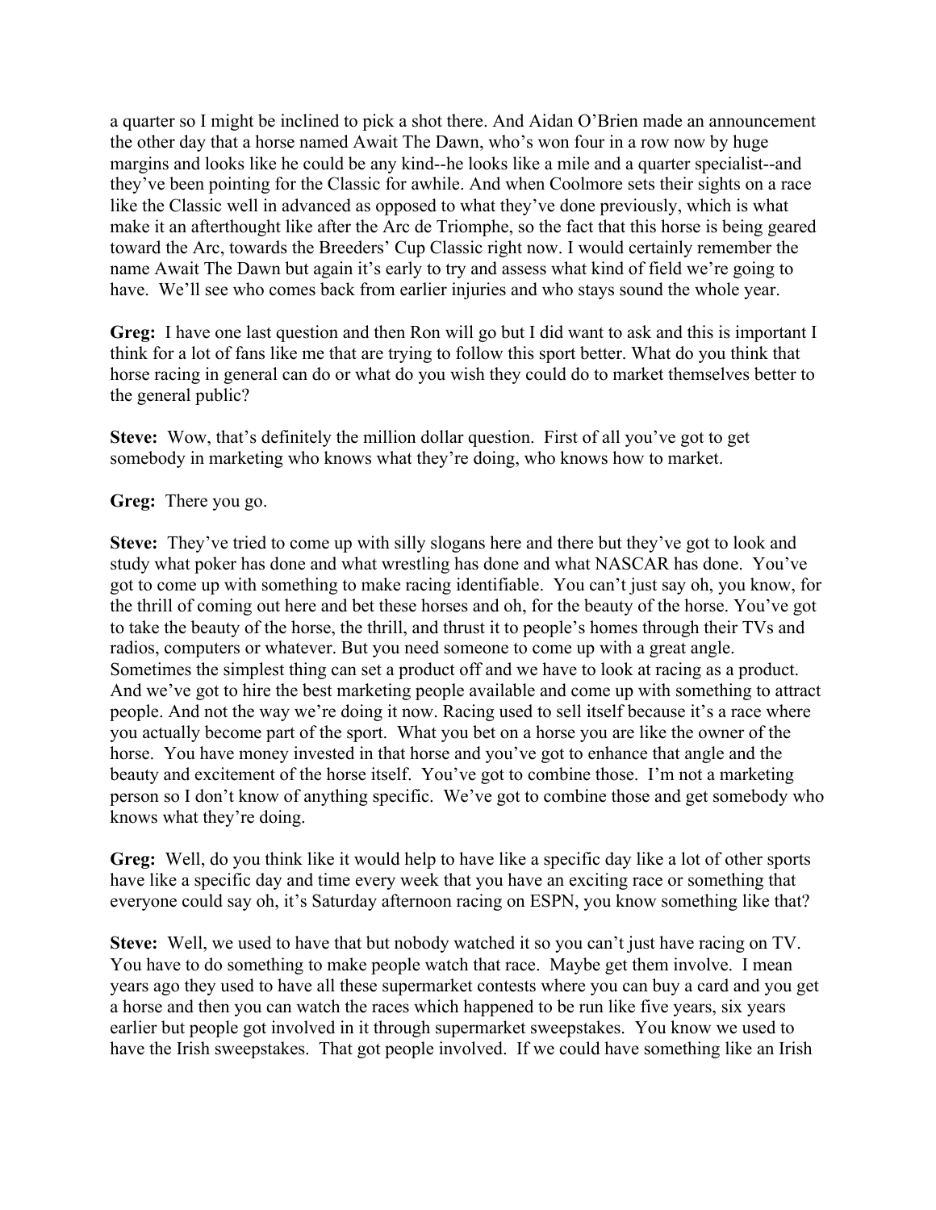a quarter so I might be inclined to pick a shot there. And Aidan O'Brien made an announcement the other day that a horse named Await The Dawn, who's won four in a row now by huge margins and looks like he could be any kind--he looks like a mile and a quarter specialist--and they've been pointing for the Classic for awhile. And when Coolmore sets their sights on a race like the Classic well in advanced as opposed to what they've done previously, which is what make it an afterthought like after the Arc de Triomphe, so the fact that this horse is being geared toward the Arc, towards the Breeders' Cup Classic right now. I would certainly remember the name Await The Dawn but again it's early to try and assess what kind of field we're going to have. We'll see who comes back from earlier injuries and who stays sound the whole year.

**Greg:** I have one last question and then Ron will go but I did want to ask and this is important I think for a lot of fans like me that are trying to follow this sport better. What do you think that horse racing in general can do or what do you wish they could do to market themselves better to the general public?

**Steve:** Wow, that's definitely the million dollar question. First of all you've got to get somebody in marketing who knows what they're doing, who knows how to market.

**Greg:** There you go.

**Steve:** They've tried to come up with silly slogans here and there but they've got to look and study what poker has done and what wrestling has done and what NASCAR has done. You've got to come up with something to make racing identifiable. You can't just say oh, you know, for the thrill of coming out here and bet these horses and oh, for the beauty of the horse. You've got to take the beauty of the horse, the thrill, and thrust it to people's homes through their TVs and radios, computers or whatever. But you need someone to come up with a great angle. Sometimes the simplest thing can set a product off and we have to look at racing as a product. And we've got to hire the best marketing people available and come up with something to attract people. And not the way we're doing it now. Racing used to sell itself because it's a race where you actually become part of the sport. What you bet on a horse you are like the owner of the horse. You have money invested in that horse and you've got to enhance that angle and the beauty and excitement of the horse itself. You've got to combine those. I'm not a marketing person so I don't know of anything specific. We've got to combine those and get somebody who knows what they're doing.

**Greg:** Well, do you think like it would help to have like a specific day like a lot of other sports have like a specific day and time every week that you have an exciting race or something that everyone could say oh, it's Saturday afternoon racing on ESPN, you know something like that?

**Steve:** Well, we used to have that but nobody watched it so you can't just have racing on TV. You have to do something to make people watch that race. Maybe get them involve. I mean years ago they used to have all these supermarket contests where you can buy a card and you get a horse and then you can watch the races which happened to be run like five years, six years earlier but people got involved in it through supermarket sweepstakes. You know we used to have the Irish sweepstakes. That got people involved. If we could have something like an Irish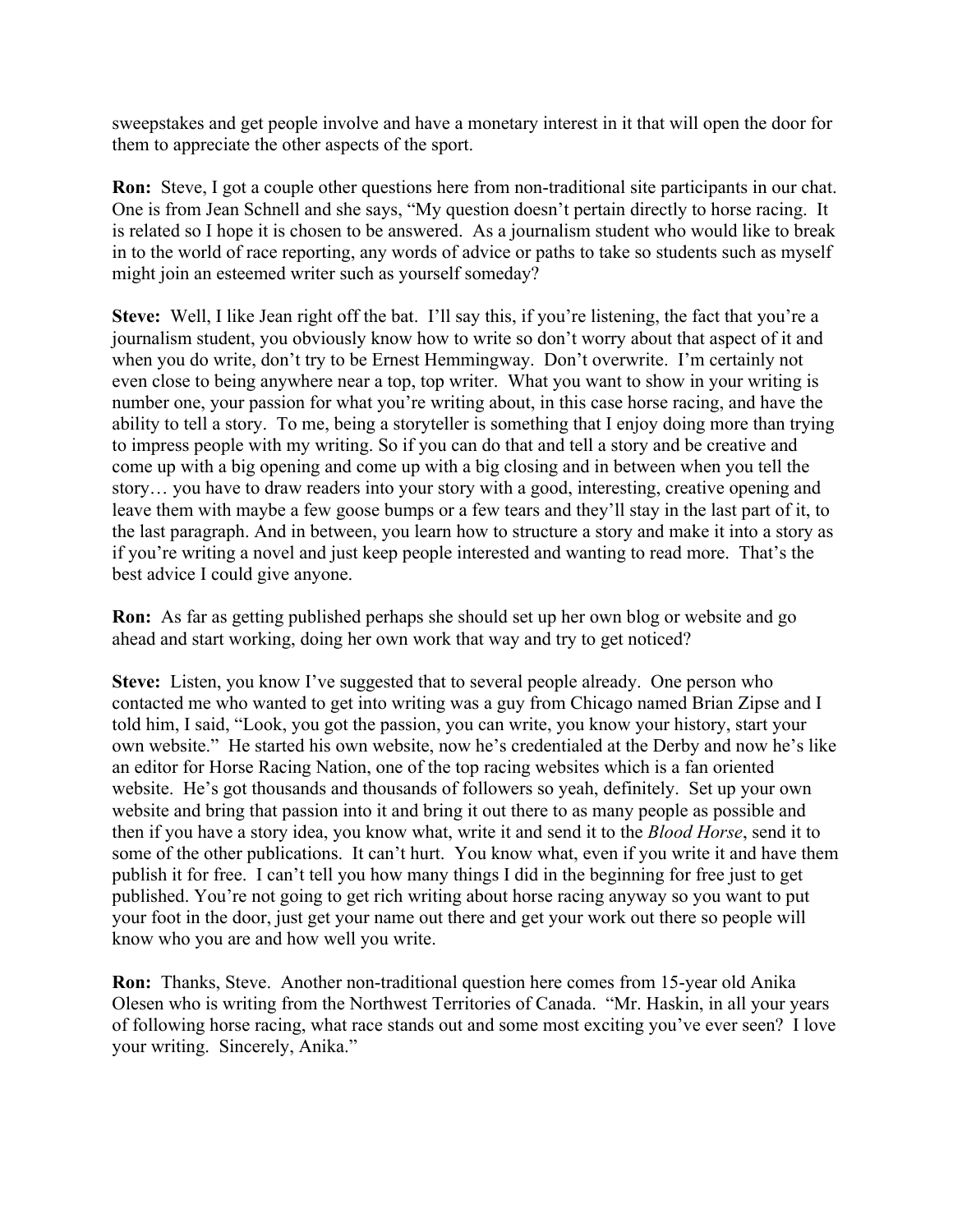sweepstakes and get people involve and have a monetary interest in it that will open the door for them to appreciate the other aspects of the sport.

**Ron:** Steve, I got a couple other questions here from non-traditional site participants in our chat. One is from Jean Schnell and she says, "My question doesn't pertain directly to horse racing. It is related so I hope it is chosen to be answered. As a journalism student who would like to break in to the world of race reporting, any words of advice or paths to take so students such as myself might join an esteemed writer such as yourself someday?

**Steve:** Well, I like Jean right off the bat. I'll say this, if you're listening, the fact that you're a journalism student, you obviously know how to write so don't worry about that aspect of it and when you do write, don't try to be Ernest Hemmingway. Don't overwrite. I'm certainly not even close to being anywhere near a top, top writer. What you want to show in your writing is number one, your passion for what you're writing about, in this case horse racing, and have the ability to tell a story. To me, being a storyteller is something that I enjoy doing more than trying to impress people with my writing. So if you can do that and tell a story and be creative and come up with a big opening and come up with a big closing and in between when you tell the story… you have to draw readers into your story with a good, interesting, creative opening and leave them with maybe a few goose bumps or a few tears and they'll stay in the last part of it, to the last paragraph. And in between, you learn how to structure a story and make it into a story as if you're writing a novel and just keep people interested and wanting to read more. That's the best advice I could give anyone.

**Ron:** As far as getting published perhaps she should set up her own blog or website and go ahead and start working, doing her own work that way and try to get noticed?

**Steve:** Listen, you know I've suggested that to several people already. One person who contacted me who wanted to get into writing was a guy from Chicago named Brian Zipse and I told him, I said, "Look, you got the passion, you can write, you know your history, start your own website." He started his own website, now he's credentialed at the Derby and now he's like an editor for Horse Racing Nation, one of the top racing websites which is a fan oriented website. He's got thousands and thousands of followers so yeah, definitely. Set up your own website and bring that passion into it and bring it out there to as many people as possible and then if you have a story idea, you know what, write it and send it to the *Blood Horse*, send it to some of the other publications. It can't hurt. You know what, even if you write it and have them publish it for free. I can't tell you how many things I did in the beginning for free just to get published. You're not going to get rich writing about horse racing anyway so you want to put your foot in the door, just get your name out there and get your work out there so people will know who you are and how well you write.

**Ron:** Thanks, Steve. Another non-traditional question here comes from 15-year old Anika Olesen who is writing from the Northwest Territories of Canada. "Mr. Haskin, in all your years of following horse racing, what race stands out and some most exciting you've ever seen? I love your writing. Sincerely, Anika."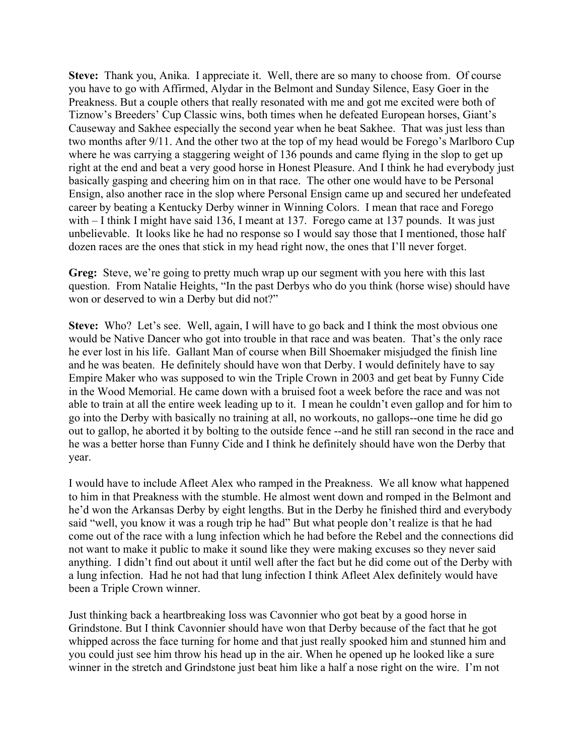**Steve:** Thank you, Anika. I appreciate it. Well, there are so many to choose from. Of course you have to go with Affirmed, Alydar in the Belmont and Sunday Silence, Easy Goer in the Preakness. But a couple others that really resonated with me and got me excited were both of Tiznow's Breeders' Cup Classic wins, both times when he defeated European horses, Giant's Causeway and Sakhee especially the second year when he beat Sakhee. That was just less than two months after 9/11. And the other two at the top of my head would be Forego's Marlboro Cup where he was carrying a staggering weight of 136 pounds and came flying in the slop to get up right at the end and beat a very good horse in Honest Pleasure. And I think he had everybody just basically gasping and cheering him on in that race. The other one would have to be Personal Ensign, also another race in the slop where Personal Ensign came up and secured her undefeated career by beating a Kentucky Derby winner in Winning Colors. I mean that race and Forego with – I think I might have said 136, I meant at 137. Forego came at 137 pounds. It was just unbelievable. It looks like he had no response so I would say those that I mentioned, those half dozen races are the ones that stick in my head right now, the ones that I'll never forget.

**Greg:** Steve, we're going to pretty much wrap up our segment with you here with this last question. From Natalie Heights, "In the past Derbys who do you think (horse wise) should have won or deserved to win a Derby but did not?"

**Steve:** Who? Let's see. Well, again, I will have to go back and I think the most obvious one would be Native Dancer who got into trouble in that race and was beaten. That's the only race he ever lost in his life. Gallant Man of course when Bill Shoemaker misjudged the finish line and he was beaten. He definitely should have won that Derby. I would definitely have to say Empire Maker who was supposed to win the Triple Crown in 2003 and get beat by Funny Cide in the Wood Memorial. He came down with a bruised foot a week before the race and was not able to train at all the entire week leading up to it. I mean he couldn't even gallop and for him to go into the Derby with basically no training at all, no workouts, no gallops--one time he did go out to gallop, he aborted it by bolting to the outside fence --and he still ran second in the race and he was a better horse than Funny Cide and I think he definitely should have won the Derby that year.

I would have to include Afleet Alex who ramped in the Preakness. We all know what happened to him in that Preakness with the stumble. He almost went down and romped in the Belmont and he'd won the Arkansas Derby by eight lengths. But in the Derby he finished third and everybody said "well, you know it was a rough trip he had" But what people don't realize is that he had come out of the race with a lung infection which he had before the Rebel and the connections did not want to make it public to make it sound like they were making excuses so they never said anything. I didn't find out about it until well after the fact but he did come out of the Derby with a lung infection. Had he not had that lung infection I think Afleet Alex definitely would have been a Triple Crown winner.

Just thinking back a heartbreaking loss was Cavonnier who got beat by a good horse in Grindstone. But I think Cavonnier should have won that Derby because of the fact that he got whipped across the face turning for home and that just really spooked him and stunned him and you could just see him throw his head up in the air. When he opened up he looked like a sure winner in the stretch and Grindstone just beat him like a half a nose right on the wire. I'm not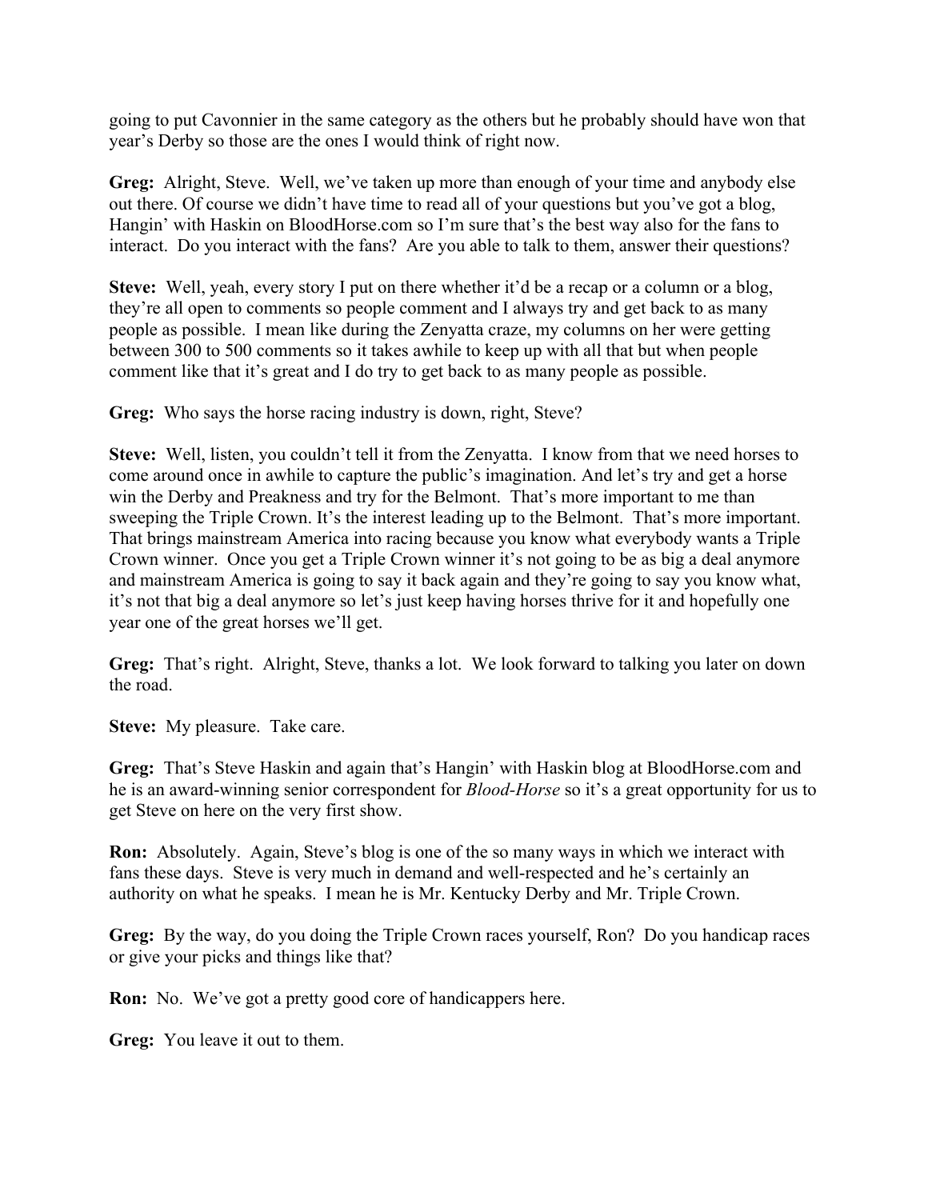going to put Cavonnier in the same category as the others but he probably should have won that year's Derby so those are the ones I would think of right now.

**Greg:** Alright, Steve. Well, we've taken up more than enough of your time and anybody else out there. Of course we didn't have time to read all of your questions but you've got a blog, Hangin' with Haskin on BloodHorse.com so I'm sure that's the best way also for the fans to interact. Do you interact with the fans? Are you able to talk to them, answer their questions?

**Steve:** Well, yeah, every story I put on there whether it'd be a recap or a column or a blog, they're all open to comments so people comment and I always try and get back to as many people as possible. I mean like during the Zenyatta craze, my columns on her were getting between 300 to 500 comments so it takes awhile to keep up with all that but when people comment like that it's great and I do try to get back to as many people as possible.

**Greg:** Who says the horse racing industry is down, right, Steve?

**Steve:** Well, listen, you couldn't tell it from the Zenyatta. I know from that we need horses to come around once in awhile to capture the public's imagination. And let's try and get a horse win the Derby and Preakness and try for the Belmont. That's more important to me than sweeping the Triple Crown. It's the interest leading up to the Belmont. That's more important. That brings mainstream America into racing because you know what everybody wants a Triple Crown winner. Once you get a Triple Crown winner it's not going to be as big a deal anymore and mainstream America is going to say it back again and they're going to say you know what, it's not that big a deal anymore so let's just keep having horses thrive for it and hopefully one year one of the great horses we'll get.

**Greg:** That's right. Alright, Steve, thanks a lot. We look forward to talking you later on down the road.

**Steve:** My pleasure. Take care.

**Greg:** That's Steve Haskin and again that's Hangin' with Haskin blog at BloodHorse.com and he is an award-winning senior correspondent for *Blood-Horse* so it's a great opportunity for us to get Steve on here on the very first show.

**Ron:** Absolutely. Again, Steve's blog is one of the so many ways in which we interact with fans these days. Steve is very much in demand and well-respected and he's certainly an authority on what he speaks. I mean he is Mr. Kentucky Derby and Mr. Triple Crown.

**Greg:** By the way, do you doing the Triple Crown races yourself, Ron? Do you handicap races or give your picks and things like that?

**Ron:** No. We've got a pretty good core of handicappers here.

**Greg:** You leave it out to them.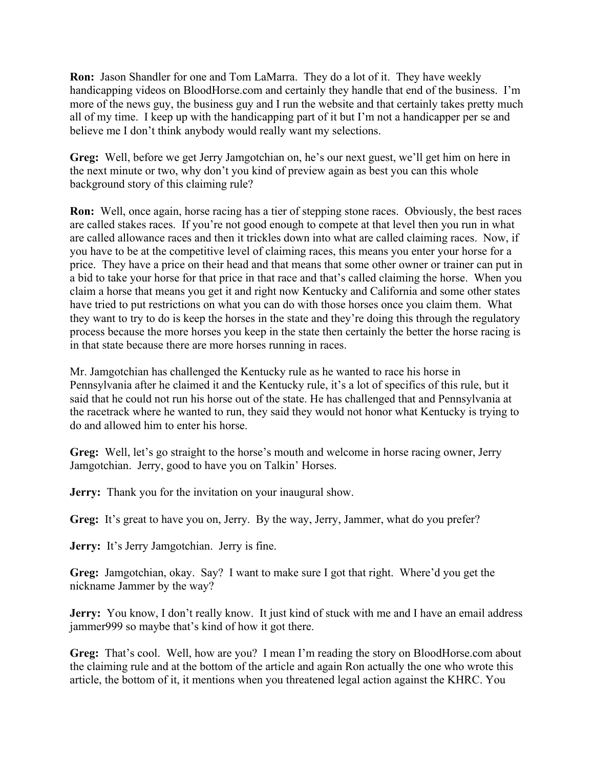**Ron:** Jason Shandler for one and Tom LaMarra. They do a lot of it. They have weekly handicapping videos on BloodHorse.com and certainly they handle that end of the business. I'm more of the news guy, the business guy and I run the website and that certainly takes pretty much all of my time. I keep up with the handicapping part of it but I'm not a handicapper per se and believe me I don't think anybody would really want my selections.

**Greg:** Well, before we get Jerry Jamgotchian on, he's our next guest, we'll get him on here in the next minute or two, why don't you kind of preview again as best you can this whole background story of this claiming rule?

**Ron:** Well, once again, horse racing has a tier of stepping stone races. Obviously, the best races are called stakes races. If you're not good enough to compete at that level then you run in what are called allowance races and then it trickles down into what are called claiming races. Now, if you have to be at the competitive level of claiming races, this means you enter your horse for a price. They have a price on their head and that means that some other owner or trainer can put in a bid to take your horse for that price in that race and that's called claiming the horse. When you claim a horse that means you get it and right now Kentucky and California and some other states have tried to put restrictions on what you can do with those horses once you claim them. What they want to try to do is keep the horses in the state and they're doing this through the regulatory process because the more horses you keep in the state then certainly the better the horse racing is in that state because there are more horses running in races.

Mr. Jamgotchian has challenged the Kentucky rule as he wanted to race his horse in Pennsylvania after he claimed it and the Kentucky rule, it's a lot of specifics of this rule, but it said that he could not run his horse out of the state. He has challenged that and Pennsylvania at the racetrack where he wanted to run, they said they would not honor what Kentucky is trying to do and allowed him to enter his horse.

**Greg:** Well, let's go straight to the horse's mouth and welcome in horse racing owner, Jerry Jamgotchian. Jerry, good to have you on Talkin' Horses.

**Jerry:** Thank you for the invitation on your inaugural show.

**Greg:** It's great to have you on, Jerry. By the way, Jerry, Jammer, what do you prefer?

**Jerry:** It's Jerry Jamgotchian. Jerry is fine.

**Greg:** Jamgotchian, okay. Say? I want to make sure I got that right. Where'd you get the nickname Jammer by the way?

**Jerry:** You know, I don't really know. It just kind of stuck with me and I have an email address jammer999 so maybe that's kind of how it got there.

**Greg:** That's cool. Well, how are you? I mean I'm reading the story on BloodHorse.com about the claiming rule and at the bottom of the article and again Ron actually the one who wrote this article, the bottom of it, it mentions when you threatened legal action against the KHRC. You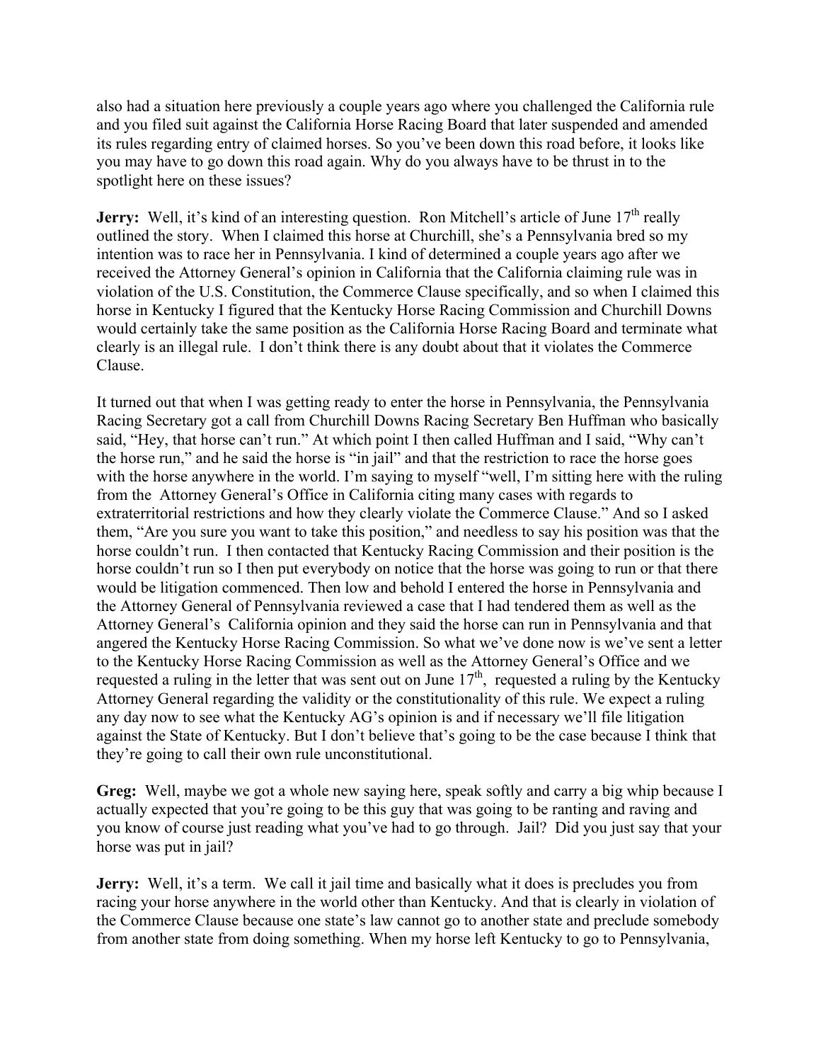also had a situation here previously a couple years ago where you challenged the California rule and you filed suit against the California Horse Racing Board that later suspended and amended its rules regarding entry of claimed horses. So you've been down this road before, it looks like you may have to go down this road again. Why do you always have to be thrust in to the spotlight here on these issues?

**Jerry:** Well, it's kind of an interesting question. Ron Mitchell's article of June 17th really outlined the story. When I claimed this horse at Churchill, she's a Pennsylvania bred so my intention was to race her in Pennsylvania. I kind of determined a couple years ago after we received the Attorney General's opinion in California that the California claiming rule was in violation of the U.S. Constitution, the Commerce Clause specifically, and so when I claimed this horse in Kentucky I figured that the Kentucky Horse Racing Commission and Churchill Downs would certainly take the same position as the California Horse Racing Board and terminate what clearly is an illegal rule. I don't think there is any doubt about that it violates the Commerce Clause.

It turned out that when I was getting ready to enter the horse in Pennsylvania, the Pennsylvania Racing Secretary got a call from Churchill Downs Racing Secretary Ben Huffman who basically said, "Hey, that horse can't run." At which point I then called Huffman and I said, "Why can't the horse run," and he said the horse is "in jail" and that the restriction to race the horse goes with the horse anywhere in the world. I'm saying to myself "well, I'm sitting here with the ruling from the Attorney General's Office in California citing many cases with regards to extraterritorial restrictions and how they clearly violate the Commerce Clause." And so I asked them, "Are you sure you want to take this position," and needless to say his position was that the horse couldn't run. I then contacted that Kentucky Racing Commission and their position is the horse couldn't run so I then put everybody on notice that the horse was going to run or that there would be litigation commenced. Then low and behold I entered the horse in Pennsylvania and the Attorney General of Pennsylvania reviewed a case that I had tendered them as well as the Attorney General's California opinion and they said the horse can run in Pennsylvania and that angered the Kentucky Horse Racing Commission. So what we've done now is we've sent a letter to the Kentucky Horse Racing Commission as well as the Attorney General's Office and we requested a ruling in the letter that was sent out on June 17th, requested a ruling by the Kentucky Attorney General regarding the validity or the constitutionality of this rule. We expect a ruling any day now to see what the Kentucky AG's opinion is and if necessary we'll file litigation against the State of Kentucky. But I don't believe that's going to be the case because I think that they're going to call their own rule unconstitutional.

**Greg:** Well, maybe we got a whole new saying here, speak softly and carry a big whip because I actually expected that you're going to be this guy that was going to be ranting and raving and you know of course just reading what you've had to go through. Jail? Did you just say that your horse was put in jail?

**Jerry:** Well, it's a term. We call it jail time and basically what it does is precludes you from racing your horse anywhere in the world other than Kentucky. And that is clearly in violation of the Commerce Clause because one state's law cannot go to another state and preclude somebody from another state from doing something. When my horse left Kentucky to go to Pennsylvania,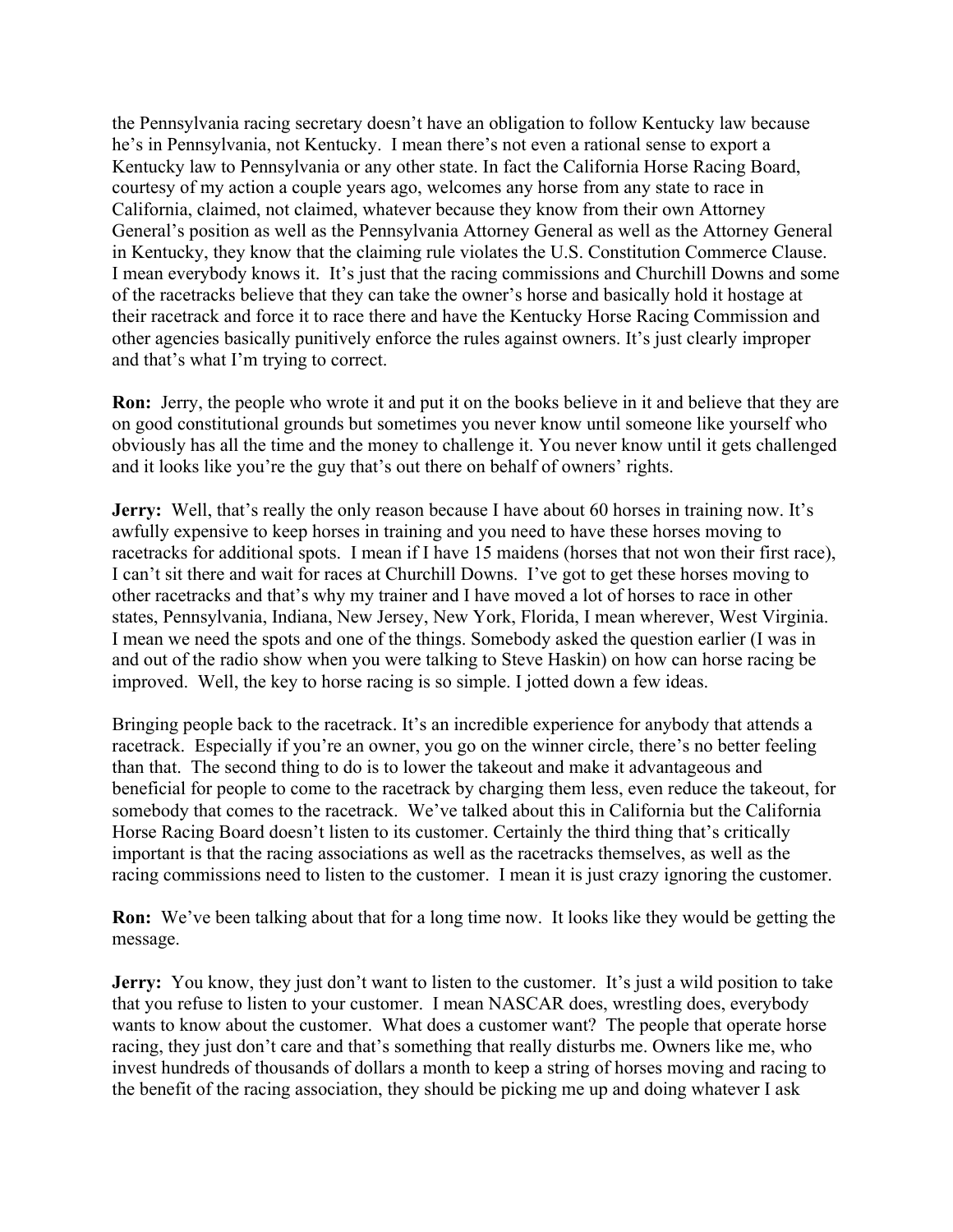the Pennsylvania racing secretary doesn't have an obligation to follow Kentucky law because he's in Pennsylvania, not Kentucky. I mean there's not even a rational sense to export a Kentucky law to Pennsylvania or any other state. In fact the California Horse Racing Board, courtesy of my action a couple years ago, welcomes any horse from any state to race in California, claimed, not claimed, whatever because they know from their own Attorney General's position as well as the Pennsylvania Attorney General as well as the Attorney General in Kentucky, they know that the claiming rule violates the U.S. Constitution Commerce Clause. I mean everybody knows it. It's just that the racing commissions and Churchill Downs and some of the racetracks believe that they can take the owner's horse and basically hold it hostage at their racetrack and force it to race there and have the Kentucky Horse Racing Commission and other agencies basically punitively enforce the rules against owners. It's just clearly improper and that's what I'm trying to correct.

**Ron:** Jerry, the people who wrote it and put it on the books believe in it and believe that they are on good constitutional grounds but sometimes you never know until someone like yourself who obviously has all the time and the money to challenge it. You never know until it gets challenged and it looks like you're the guy that's out there on behalf of owners' rights.

**Jerry:** Well, that's really the only reason because I have about 60 horses in training now. It's awfully expensive to keep horses in training and you need to have these horses moving to racetracks for additional spots. I mean if I have 15 maidens (horses that not won their first race), I can't sit there and wait for races at Churchill Downs. I've got to get these horses moving to other racetracks and that's why my trainer and I have moved a lot of horses to race in other states, Pennsylvania, Indiana, New Jersey, New York, Florida, I mean wherever, West Virginia. I mean we need the spots and one of the things. Somebody asked the question earlier (I was in and out of the radio show when you were talking to Steve Haskin) on how can horse racing be improved. Well, the key to horse racing is so simple. I jotted down a few ideas.

Bringing people back to the racetrack. It's an incredible experience for anybody that attends a racetrack. Especially if you're an owner, you go on the winner circle, there's no better feeling than that. The second thing to do is to lower the takeout and make it advantageous and beneficial for people to come to the racetrack by charging them less, even reduce the takeout, for somebody that comes to the racetrack. We've talked about this in California but the California Horse Racing Board doesn't listen to its customer. Certainly the third thing that's critically important is that the racing associations as well as the racetracks themselves, as well as the racing commissions need to listen to the customer. I mean it is just crazy ignoring the customer.

**Ron:** We've been talking about that for a long time now. It looks like they would be getting the message.

**Jerry:** You know, they just don't want to listen to the customer. It's just a wild position to take that you refuse to listen to your customer. I mean NASCAR does, wrestling does, everybody wants to know about the customer. What does a customer want? The people that operate horse racing, they just don't care and that's something that really disturbs me. Owners like me, who invest hundreds of thousands of dollars a month to keep a string of horses moving and racing to the benefit of the racing association, they should be picking me up and doing whatever I ask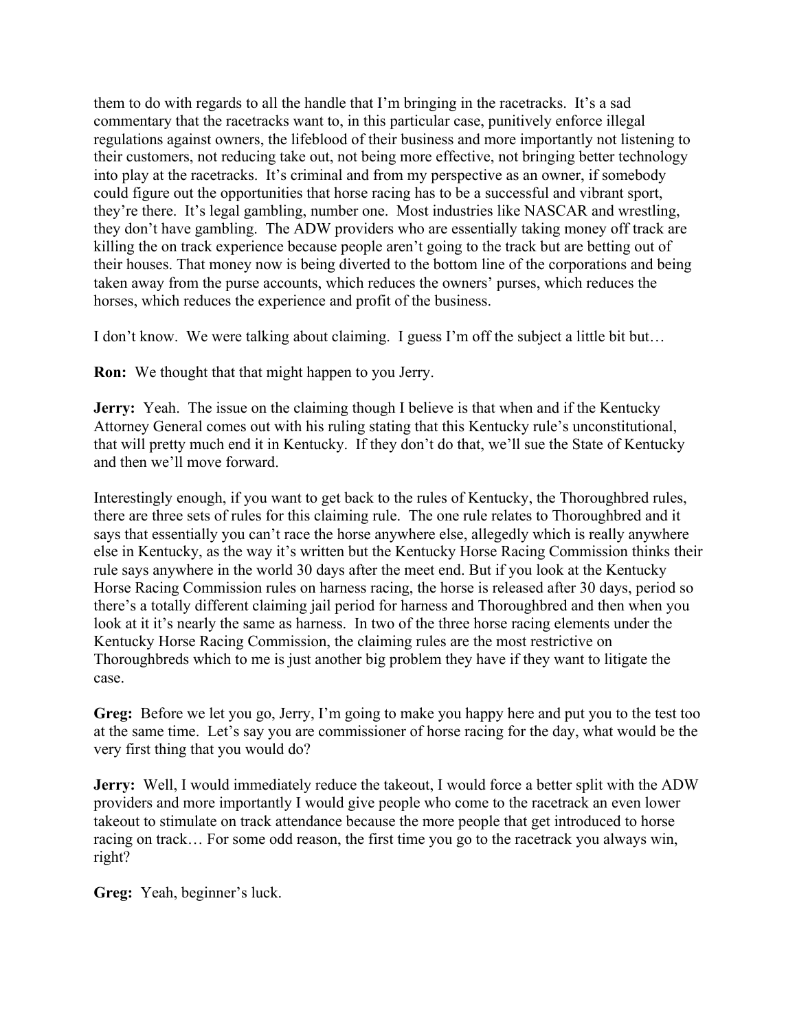them to do with regards to all the handle that I'm bringing in the racetracks. It's a sad commentary that the racetracks want to, in this particular case, punitively enforce illegal regulations against owners, the lifeblood of their business and more importantly not listening to their customers, not reducing take out, not being more effective, not bringing better technology into play at the racetracks. It's criminal and from my perspective as an owner, if somebody could figure out the opportunities that horse racing has to be a successful and vibrant sport, they're there. It's legal gambling, number one. Most industries like NASCAR and wrestling, they don't have gambling. The ADW providers who are essentially taking money off track are killing the on track experience because people aren't going to the track but are betting out of their houses. That money now is being diverted to the bottom line of the corporations and being taken away from the purse accounts, which reduces the owners' purses, which reduces the horses, which reduces the experience and profit of the business.

I don't know. We were talking about claiming. I guess I'm off the subject a little bit but…

**Ron:** We thought that that might happen to you Jerry.

**Jerry:** Yeah. The issue on the claiming though I believe is that when and if the Kentucky Attorney General comes out with his ruling stating that this Kentucky rule's unconstitutional, that will pretty much end it in Kentucky. If they don't do that, we'll sue the State of Kentucky and then we'll move forward.

Interestingly enough, if you want to get back to the rules of Kentucky, the Thoroughbred rules, there are three sets of rules for this claiming rule. The one rule relates to Thoroughbred and it says that essentially you can't race the horse anywhere else, allegedly which is really anywhere else in Kentucky, as the way it's written but the Kentucky Horse Racing Commission thinks their rule says anywhere in the world 30 days after the meet end. But if you look at the Kentucky Horse Racing Commission rules on harness racing, the horse is released after 30 days, period so there's a totally different claiming jail period for harness and Thoroughbred and then when you look at it it's nearly the same as harness. In two of the three horse racing elements under the Kentucky Horse Racing Commission, the claiming rules are the most restrictive on Thoroughbreds which to me is just another big problem they have if they want to litigate the case.

**Greg:** Before we let you go, Jerry, I'm going to make you happy here and put you to the test too at the same time. Let's say you are commissioner of horse racing for the day, what would be the very first thing that you would do?

**Jerry:** Well, I would immediately reduce the takeout, I would force a better split with the ADW providers and more importantly I would give people who come to the racetrack an even lower takeout to stimulate on track attendance because the more people that get introduced to horse racing on track… For some odd reason, the first time you go to the racetrack you always win, right?

**Greg:** Yeah, beginner's luck.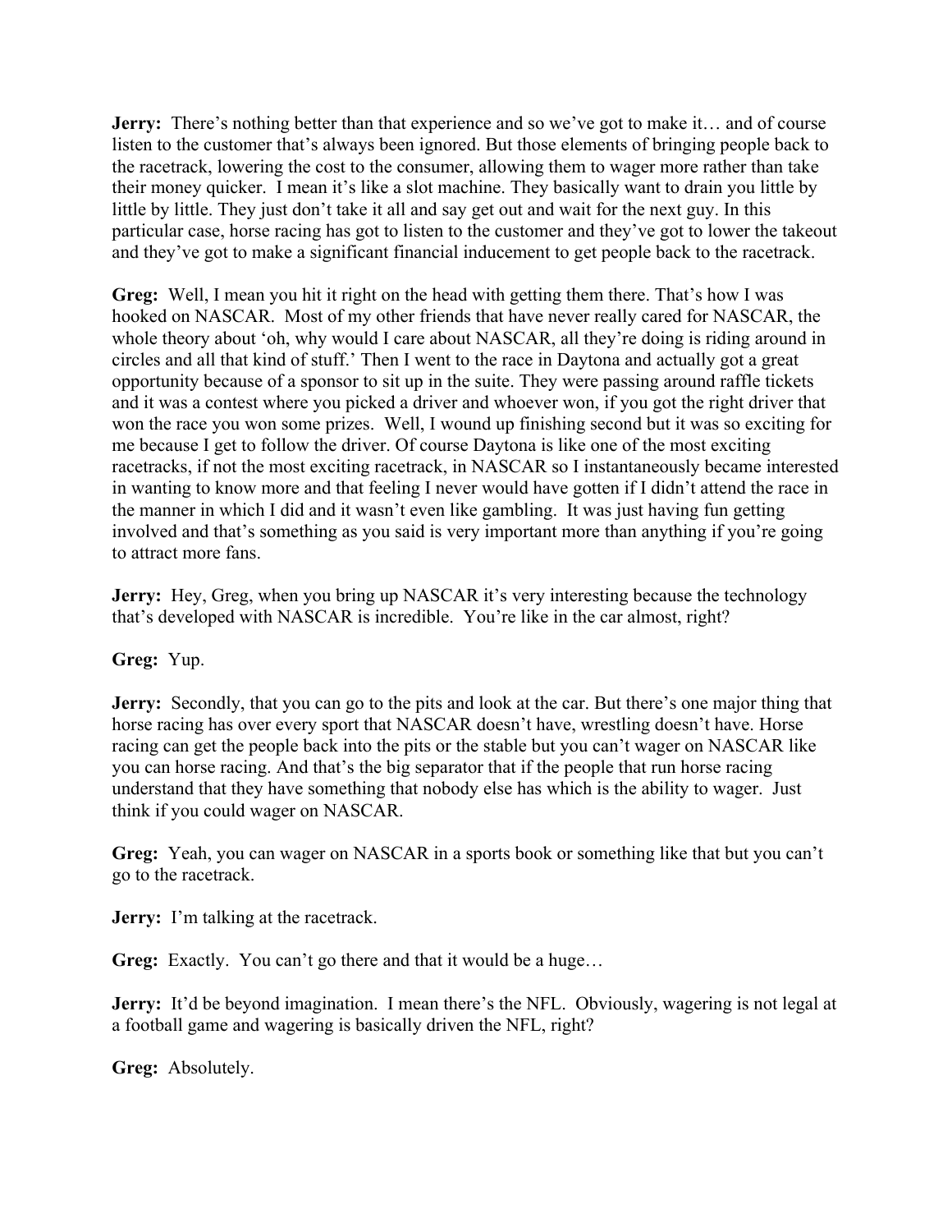**Jerry:** There's nothing better than that experience and so we've got to make it… and of course listen to the customer that's always been ignored. But those elements of bringing people back to the racetrack, lowering the cost to the consumer, allowing them to wager more rather than take their money quicker. I mean it's like a slot machine. They basically want to drain you little by little by little. They just don't take it all and say get out and wait for the next guy. In this particular case, horse racing has got to listen to the customer and they've got to lower the takeout and they've got to make a significant financial inducement to get people back to the racetrack.

**Greg:** Well, I mean you hit it right on the head with getting them there. That's how I was hooked on NASCAR. Most of my other friends that have never really cared for NASCAR, the whole theory about 'oh, why would I care about NASCAR, all they're doing is riding around in circles and all that kind of stuff.' Then I went to the race in Daytona and actually got a great opportunity because of a sponsor to sit up in the suite. They were passing around raffle tickets and it was a contest where you picked a driver and whoever won, if you got the right driver that won the race you won some prizes. Well, I wound up finishing second but it was so exciting for me because I get to follow the driver. Of course Daytona is like one of the most exciting racetracks, if not the most exciting racetrack, in NASCAR so I instantaneously became interested in wanting to know more and that feeling I never would have gotten if I didn't attend the race in the manner in which I did and it wasn't even like gambling. It was just having fun getting involved and that's something as you said is very important more than anything if you're going to attract more fans.

**Jerry:** Hey, Greg, when you bring up NASCAR it's very interesting because the technology that's developed with NASCAR is incredible. You're like in the car almost, right?

**Greg:** Yup.

**Jerry:** Secondly, that you can go to the pits and look at the car. But there's one major thing that horse racing has over every sport that NASCAR doesn't have, wrestling doesn't have. Horse racing can get the people back into the pits or the stable but you can't wager on NASCAR like you can horse racing. And that's the big separator that if the people that run horse racing understand that they have something that nobody else has which is the ability to wager. Just think if you could wager on NASCAR.

**Greg:** Yeah, you can wager on NASCAR in a sports book or something like that but you can't go to the racetrack.

**Jerry:** I'm talking at the racetrack.

**Greg:** Exactly. You can't go there and that it would be a huge…

**Jerry:** It'd be beyond imagination. I mean there's the NFL. Obviously, wagering is not legal at a football game and wagering is basically driven the NFL, right?

**Greg:** Absolutely.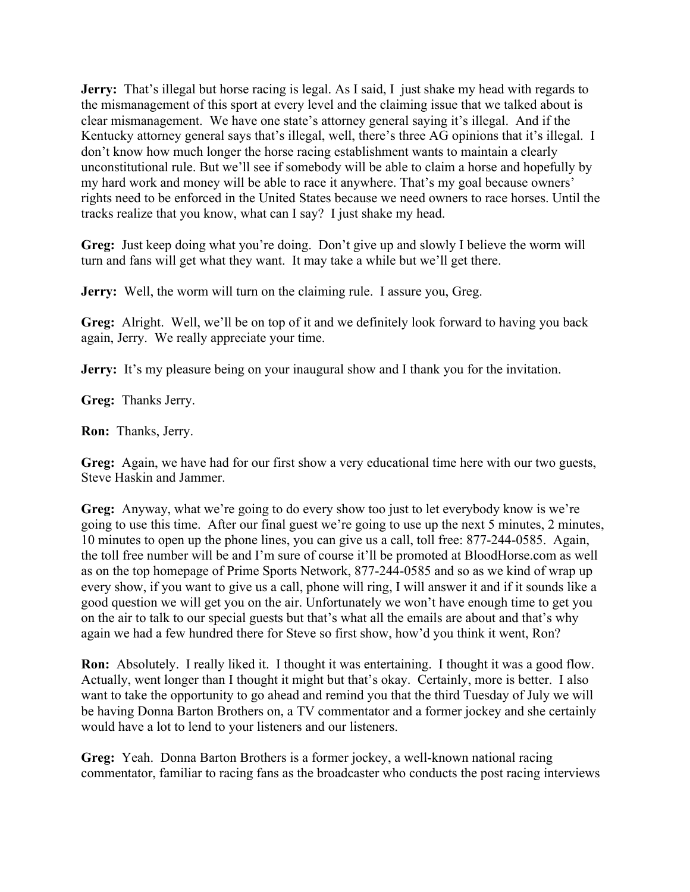**Jerry:** That's illegal but horse racing is legal. As I said, I just shake my head with regards to the mismanagement of this sport at every level and the claiming issue that we talked about is clear mismanagement. We have one state's attorney general saying it's illegal. And if the Kentucky attorney general says that's illegal, well, there's three AG opinions that it's illegal. I don't know how much longer the horse racing establishment wants to maintain a clearly unconstitutional rule. But we'll see if somebody will be able to claim a horse and hopefully by my hard work and money will be able to race it anywhere. That's my goal because owners' rights need to be enforced in the United States because we need owners to race horses. Until the tracks realize that you know, what can I say? I just shake my head.

**Greg:** Just keep doing what you're doing. Don't give up and slowly I believe the worm will turn and fans will get what they want. It may take a while but we'll get there.

**Jerry:** Well, the worm will turn on the claiming rule. I assure you, Greg.

**Greg:** Alright. Well, we'll be on top of it and we definitely look forward to having you back again, Jerry. We really appreciate your time.

**Jerry:** It's my pleasure being on your inaugural show and I thank you for the invitation.

**Greg:** Thanks Jerry.

**Ron:** Thanks, Jerry.

**Greg:** Again, we have had for our first show a very educational time here with our two guests, Steve Haskin and Jammer.

**Greg:** Anyway, what we're going to do every show too just to let everybody know is we're going to use this time. After our final guest we're going to use up the next 5 minutes, 2 minutes, 10 minutes to open up the phone lines, you can give us a call, toll free: 877-244-0585. Again, the toll free number will be and I'm sure of course it'll be promoted at BloodHorse.com as well as on the top homepage of Prime Sports Network, 877-244-0585 and so as we kind of wrap up every show, if you want to give us a call, phone will ring, I will answer it and if it sounds like a good question we will get you on the air. Unfortunately we won't have enough time to get you on the air to talk to our special guests but that's what all the emails are about and that's why again we had a few hundred there for Steve so first show, how'd you think it went, Ron?

**Ron:** Absolutely. I really liked it. I thought it was entertaining. I thought it was a good flow. Actually, went longer than I thought it might but that's okay. Certainly, more is better. I also want to take the opportunity to go ahead and remind you that the third Tuesday of July we will be having Donna Barton Brothers on, a TV commentator and a former jockey and she certainly would have a lot to lend to your listeners and our listeners.

**Greg:** Yeah. Donna Barton Brothers is a former jockey, a well-known national racing commentator, familiar to racing fans as the broadcaster who conducts the post racing interviews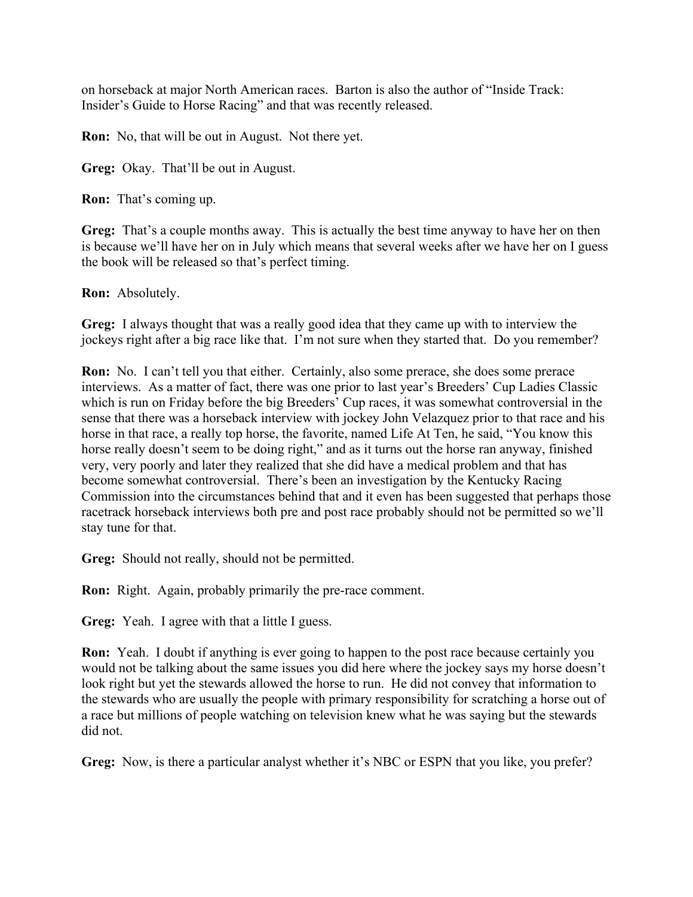on horseback at major North American races. Barton is also the author of "Inside Track: Insider's Guide to Horse Racing" and that was recently released.

**Ron:** No, that will be out in August. Not there yet.

**Greg:** Okay. That'll be out in August.

**Ron:** That's coming up.

**Greg:** That's a couple months away. This is actually the best time anyway to have her on then is because we'll have her on in July which means that several weeks after we have her on I guess the book will be released so that's perfect timing.

**Ron:** Absolutely.

**Greg:** I always thought that was a really good idea that they came up with to interview the jockeys right after a big race like that. I'm not sure when they started that. Do you remember?

**Ron:** No. I can't tell you that either. Certainly, also some prerace, she does some prerace interviews. As a matter of fact, there was one prior to last year's Breeders' Cup Ladies Classic which is run on Friday before the big Breeders' Cup races, it was somewhat controversial in the sense that there was a horseback interview with jockey John Velazquez prior to that race and his horse in that race, a really top horse, the favorite, named Life At Ten, he said, "You know this horse really doesn't seem to be doing right," and as it turns out the horse ran anyway, finished very, very poorly and later they realized that she did have a medical problem and that has become somewhat controversial. There's been an investigation by the Kentucky Racing Commission into the circumstances behind that and it even has been suggested that perhaps those racetrack horseback interviews both pre and post race probably should not be permitted so we'll stay tune for that.

**Greg:** Should not really, should not be permitted.

**Ron:** Right. Again, probably primarily the pre-race comment.

**Greg:** Yeah. I agree with that a little I guess.

**Ron:** Yeah. I doubt if anything is ever going to happen to the post race because certainly you would not be talking about the same issues you did here where the jockey says my horse doesn't look right but yet the stewards allowed the horse to run. He did not convey that information to the stewards who are usually the people with primary responsibility for scratching a horse out of a race but millions of people watching on television knew what he was saying but the stewards did not.

**Greg:** Now, is there a particular analyst whether it's NBC or ESPN that you like, you prefer?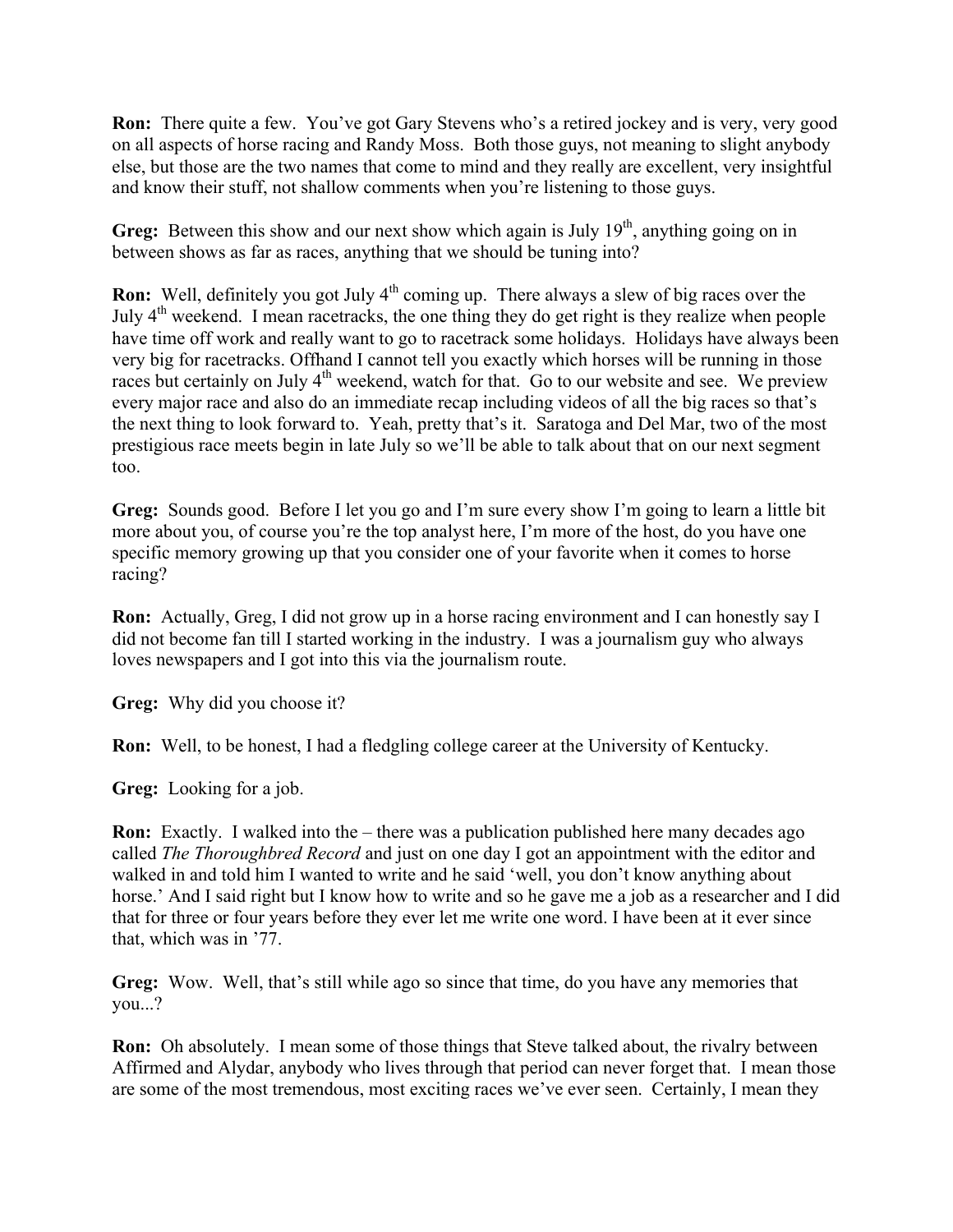**Ron:** There quite a few. You've got Gary Stevens who's a retired jockey and is very, very good on all aspects of horse racing and Randy Moss. Both those guys, not meaning to slight anybody else, but those are the two names that come to mind and they really are excellent, very insightful and know their stuff, not shallow comments when you're listening to those guys.

**Greg:** Between this show and our next show which again is July 19th, anything going on in between shows as far as races, anything that we should be tuning into?

**Ron:** Well, definitely you got July 4th coming up. There always a slew of big races over the July 4th weekend. I mean racetracks, the one thing they do get right is they realize when people have time off work and really want to go to racetrack some holidays. Holidays have always been very big for racetracks. Offhand I cannot tell you exactly which horses will be running in those races but certainly on July 4th weekend, watch for that. Go to our website and see. We preview every major race and also do an immediate recap including videos of all the big races so that's the next thing to look forward to. Yeah, pretty that's it. Saratoga and Del Mar, two of the most prestigious race meets begin in late July so we'll be able to talk about that on our next segment too.

**Greg:** Sounds good. Before I let you go and I'm sure every show I'm going to learn a little bit more about you, of course you're the top analyst here, I'm more of the host, do you have one specific memory growing up that you consider one of your favorite when it comes to horse racing?

**Ron:** Actually, Greg, I did not grow up in a horse racing environment and I can honestly say I did not become fan till I started working in the industry. I was a journalism guy who always loves newspapers and I got into this via the journalism route.

**Greg:** Why did you choose it?

**Ron:** Well, to be honest, I had a fledgling college career at the University of Kentucky.

**Greg:** Looking for a job.

**Ron:** Exactly. I walked into the – there was a publication published here many decades ago called *The Thoroughbred Record* and just on one day I got an appointment with the editor and walked in and told him I wanted to write and he said 'well, you don't know anything about horse.' And I said right but I know how to write and so he gave me a job as a researcher and I did that for three or four years before they ever let me write one word. I have been at it ever since that, which was in '77.

**Greg:** Wow. Well, that's still while ago so since that time, do you have any memories that you...?

**Ron:** Oh absolutely. I mean some of those things that Steve talked about, the rivalry between Affirmed and Alydar, anybody who lives through that period can never forget that. I mean those are some of the most tremendous, most exciting races we've ever seen. Certainly, I mean they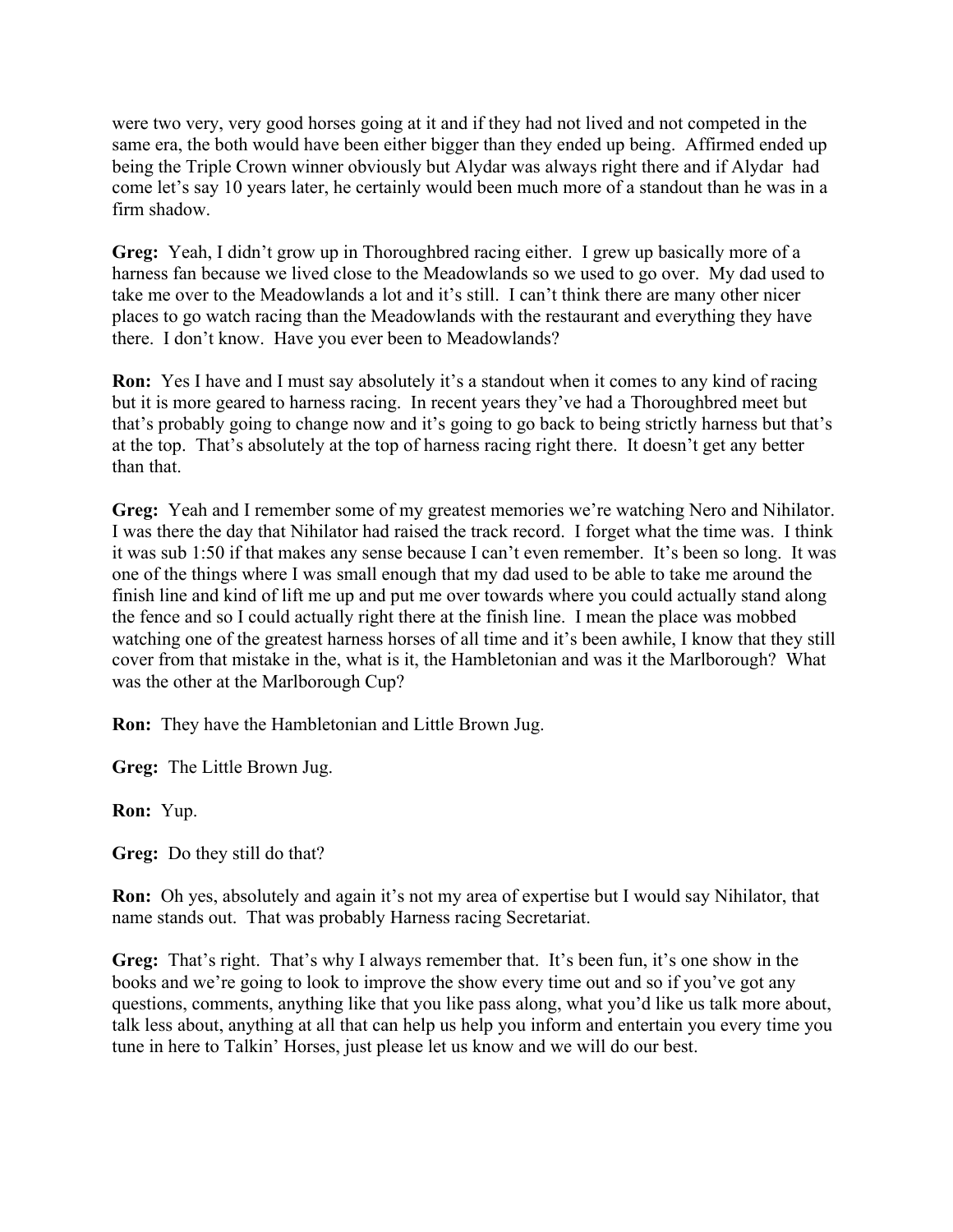were two very, very good horses going at it and if they had not lived and not competed in the same era, the both would have been either bigger than they ended up being. Affirmed ended up being the Triple Crown winner obviously but Alydar was always right there and if Alydar had come let's say 10 years later, he certainly would been much more of a standout than he was in a firm shadow.

**Greg:** Yeah, I didn't grow up in Thoroughbred racing either. I grew up basically more of a harness fan because we lived close to the Meadowlands so we used to go over. My dad used to take me over to the Meadowlands a lot and it's still. I can't think there are many other nicer places to go watch racing than the Meadowlands with the restaurant and everything they have there. I don't know. Have you ever been to Meadowlands?

**Ron:** Yes I have and I must say absolutely it's a standout when it comes to any kind of racing but it is more geared to harness racing. In recent years they've had a Thoroughbred meet but that's probably going to change now and it's going to go back to being strictly harness but that's at the top. That's absolutely at the top of harness racing right there. It doesn't get any better than that.

**Greg:** Yeah and I remember some of my greatest memories we're watching Nero and Nihilator. I was there the day that Nihilator had raised the track record. I forget what the time was. I think it was sub 1:50 if that makes any sense because I can't even remember. It's been so long. It was one of the things where I was small enough that my dad used to be able to take me around the finish line and kind of lift me up and put me over towards where you could actually stand along the fence and so I could actually right there at the finish line. I mean the place was mobbed watching one of the greatest harness horses of all time and it's been awhile, I know that they still cover from that mistake in the, what is it, the Hambletonian and was it the Marlborough? What was the other at the Marlborough Cup?

**Ron:** They have the Hambletonian and Little Brown Jug.

**Greg:** The Little Brown Jug.

**Ron:** Yup.

**Greg:** Do they still do that?

**Ron:** Oh yes, absolutely and again it's not my area of expertise but I would say Nihilator, that name stands out. That was probably Harness racing Secretariat.

**Greg:** That's right. That's why I always remember that. It's been fun, it's one show in the books and we're going to look to improve the show every time out and so if you've got any questions, comments, anything like that you like pass along, what you'd like us talk more about, talk less about, anything at all that can help us help you inform and entertain you every time you tune in here to Talkin' Horses, just please let us know and we will do our best.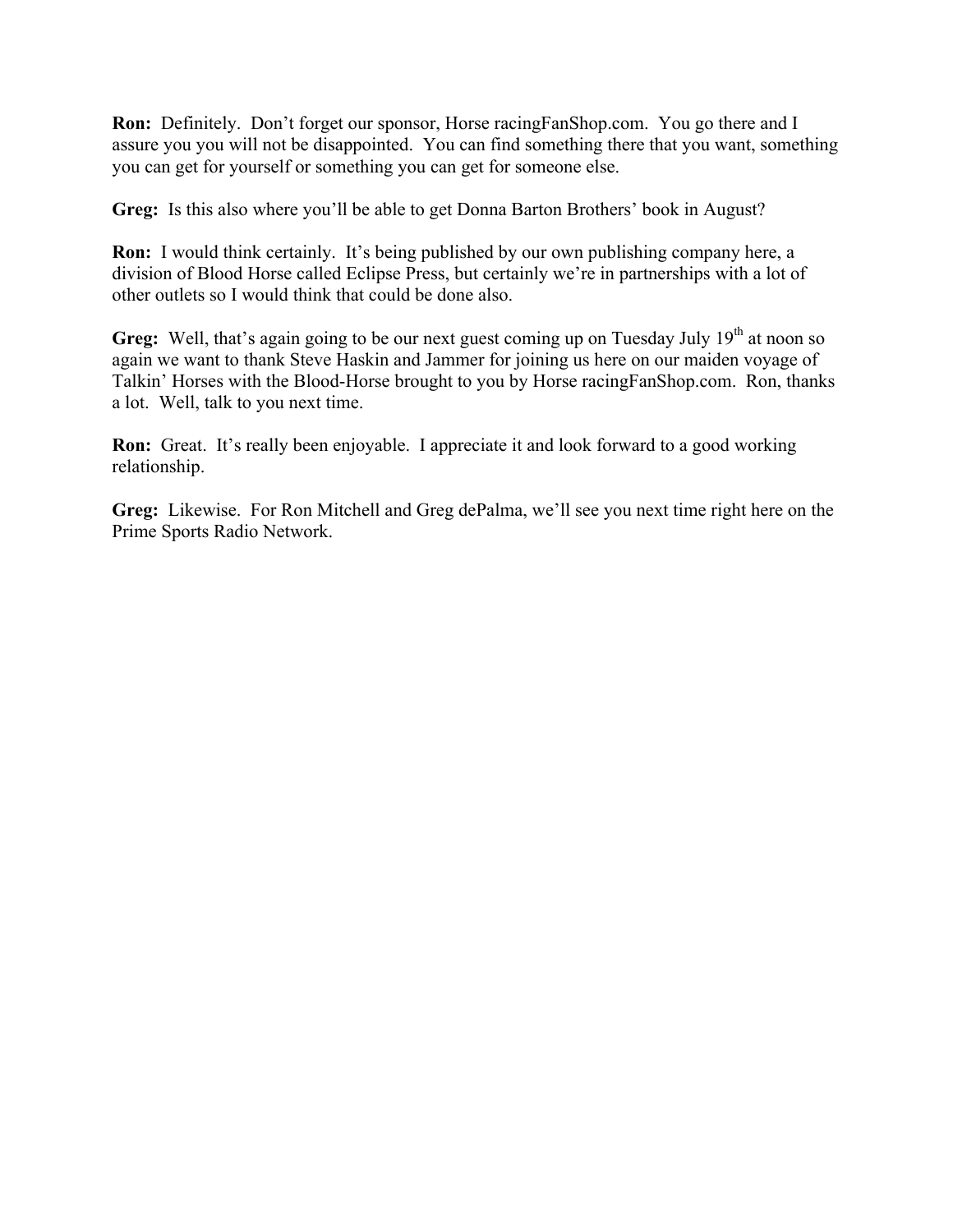**Ron:** Definitely. Don't forget our sponsor, Horse racingFanShop.com. You go there and I assure you you will not be disappointed. You can find something there that you want, something you can get for yourself or something you can get for someone else.

**Greg:** Is this also where you'll be able to get Donna Barton Brothers' book in August?

**Ron:** I would think certainly. It's being published by our own publishing company here, a division of Blood Horse called Eclipse Press, but certainly we're in partnerships with a lot of other outlets so I would think that could be done also.

**Greg:** Well, that's again going to be our next guest coming up on Tuesday July 19th at noon so again we want to thank Steve Haskin and Jammer for joining us here on our maiden voyage of Talkin' Horses with the Blood-Horse brought to you by Horse racingFanShop.com. Ron, thanks a lot. Well, talk to you next time.

**Ron:** Great. It's really been enjoyable. I appreciate it and look forward to a good working relationship.

**Greg:** Likewise. For Ron Mitchell and Greg dePalma, we'll see you next time right here on the Prime Sports Radio Network.